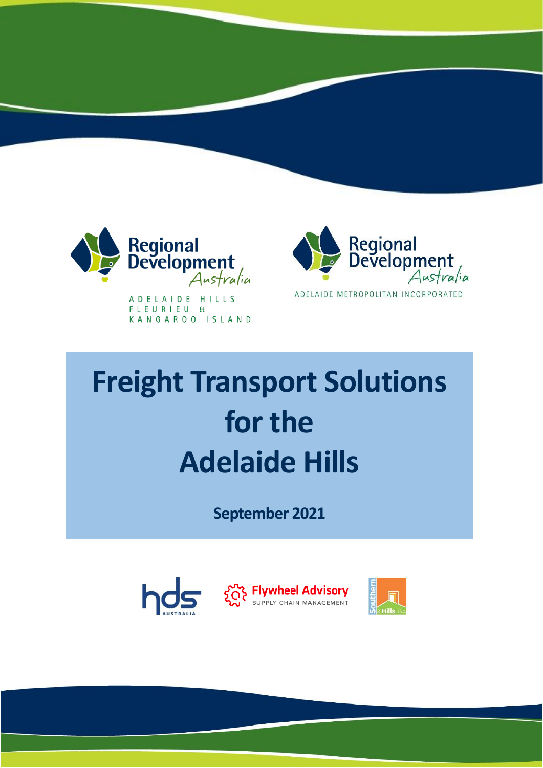Regional Development Australia

ADELAIDE HILLS FLEURIEU & KANGAROO ISLAND

Regional Development Australia

ADELAIDE METROPOLITAN INCORPORATED

# Freight Transport Solutions for the Adelaide Hills

**September 2021**

hds AUSTRALIA

Flywheel Advisory SUPPLY CHAIN MANAGEMENT

Southern & Hills LGA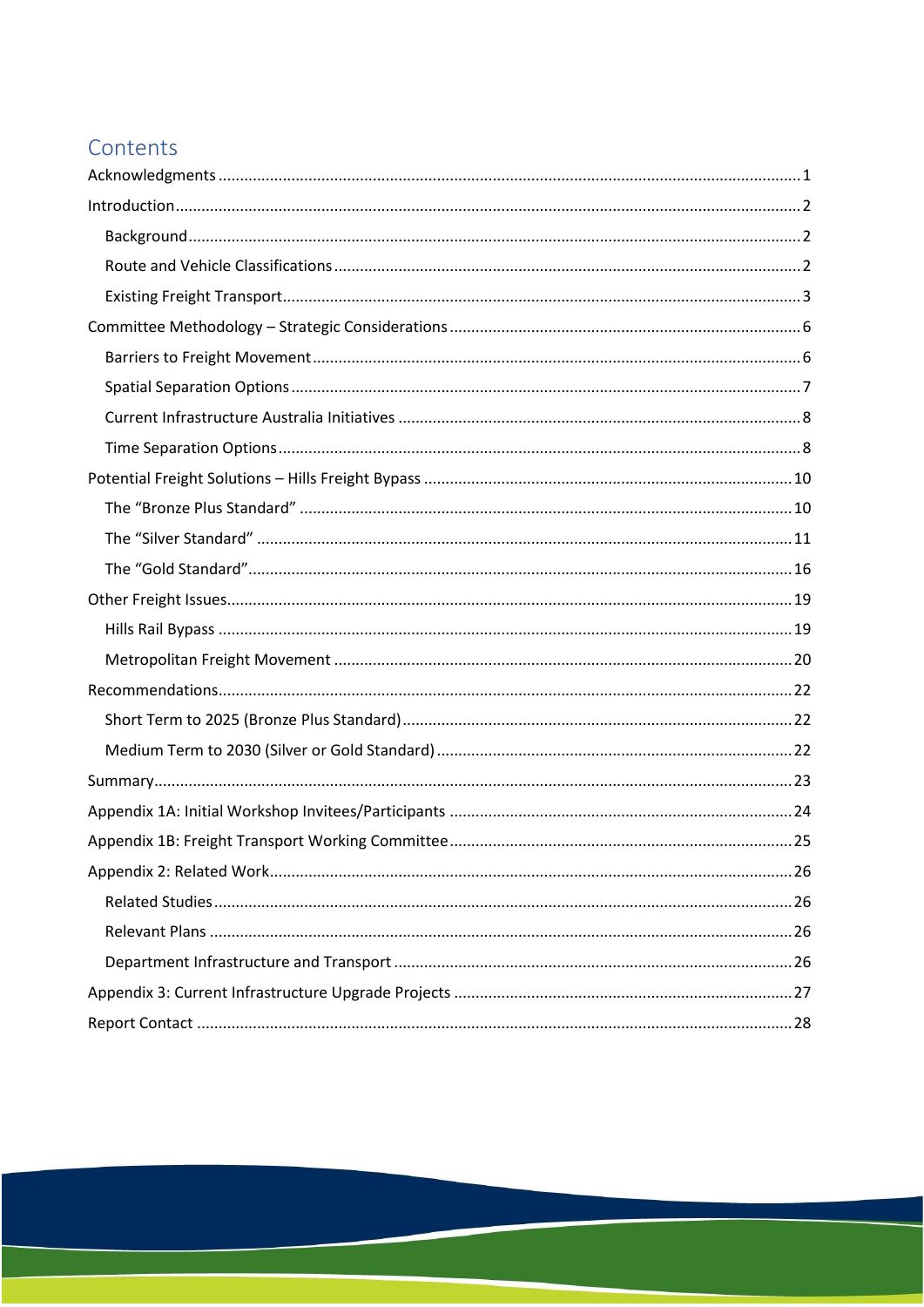## Contents

- Acknowledgments ..... 1
- Introduction ..... 2
  - Background ..... 2
  - Route and Vehicle Classifications ..... 2
  - Existing Freight Transport ..... 3
- Committee Methodology – Strategic Considerations ..... 6
  - Barriers to Freight Movement ..... 6
  - Spatial Separation Options ..... 7
  - Current Infrastructure Australia Initiatives ..... 8
  - Time Separation Options ..... 8
- Potential Freight Solutions – Hills Freight Bypass ..... 10
  - The "Bronze Plus Standard" ..... 10
  - The "Silver Standard" ..... 11
  - The "Gold Standard" ..... 16
- Other Freight Issues ..... 19
  - Hills Rail Bypass ..... 19
  - Metropolitan Freight Movement ..... 20
- Recommendations ..... 22
  - Short Term to 2025 (Bronze Plus Standard) ..... 22
  - Medium Term to 2030 (Silver or Gold Standard) ..... 22
- Summary ..... 23
- Appendix 1A: Initial Workshop Invitees/Participants ..... 24
- Appendix 1B: Freight Transport Working Committee ..... 25
- Appendix 2: Related Work ..... 26
  - Related Studies ..... 26
  - Relevant Plans ..... 26
  - Department Infrastructure and Transport ..... 26
- Appendix 3: Current Infrastructure Upgrade Projects ..... 27
- Report Contact ..... 28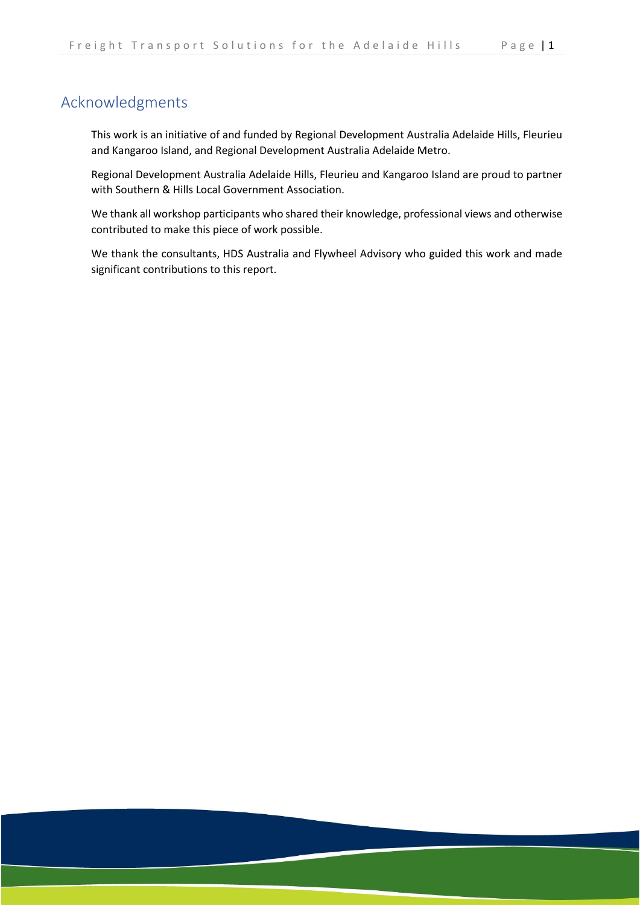## Acknowledgments

This work is an initiative of and funded by Regional Development Australia Adelaide Hills, Fleurieu and Kangaroo Island, and Regional Development Australia Adelaide Metro.

Regional Development Australia Adelaide Hills, Fleurieu and Kangaroo Island are proud to partner with Southern & Hills Local Government Association.

We thank all workshop participants who shared their knowledge, professional views and otherwise contributed to make this piece of work possible.

We thank the consultants, HDS Australia and Flywheel Advisory who guided this work and made significant contributions to this report.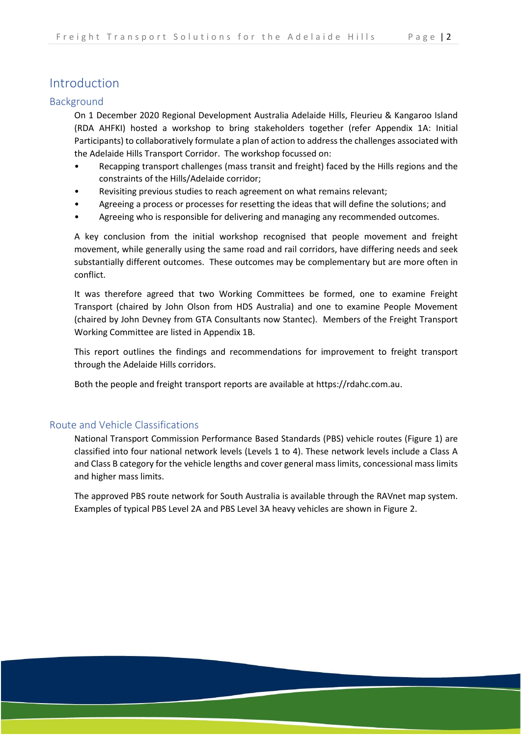# Introduction

## Background

On 1 December 2020 Regional Development Australia Adelaide Hills, Fleurieu & Kangaroo Island (RDA AHFKI) hosted a workshop to bring stakeholders together (refer Appendix 1A: Initial Participants) to collaboratively formulate a plan of action to address the challenges associated with the Adelaide Hills Transport Corridor. The workshop focussed on:

- Recapping transport challenges (mass transit and freight) faced by the Hills regions and the constraints of the Hills/Adelaide corridor;
- Revisiting previous studies to reach agreement on what remains relevant;
- Agreeing a process or processes for resetting the ideas that will define the solutions; and
- Agreeing who is responsible for delivering and managing any recommended outcomes.

A key conclusion from the initial workshop recognised that people movement and freight movement, while generally using the same road and rail corridors, have differing needs and seek substantially different outcomes. These outcomes may be complementary but are more often in conflict.

It was therefore agreed that two Working Committees be formed, one to examine Freight Transport (chaired by John Olson from HDS Australia) and one to examine People Movement (chaired by John Devney from GTA Consultants now Stantec). Members of the Freight Transport Working Committee are listed in Appendix 1B.

This report outlines the findings and recommendations for improvement to freight transport through the Adelaide Hills corridors.

Both the people and freight transport reports are available at https://rdahc.com.au.

## Route and Vehicle Classifications

National Transport Commission Performance Based Standards (PBS) vehicle routes (Figure 1) are classified into four national network levels (Levels 1 to 4). These network levels include a Class A and Class B category for the vehicle lengths and cover general mass limits, concessional mass limits and higher mass limits.

The approved PBS route network for South Australia is available through the RAVnet map system. Examples of typical PBS Level 2A and PBS Level 3A heavy vehicles are shown in Figure 2.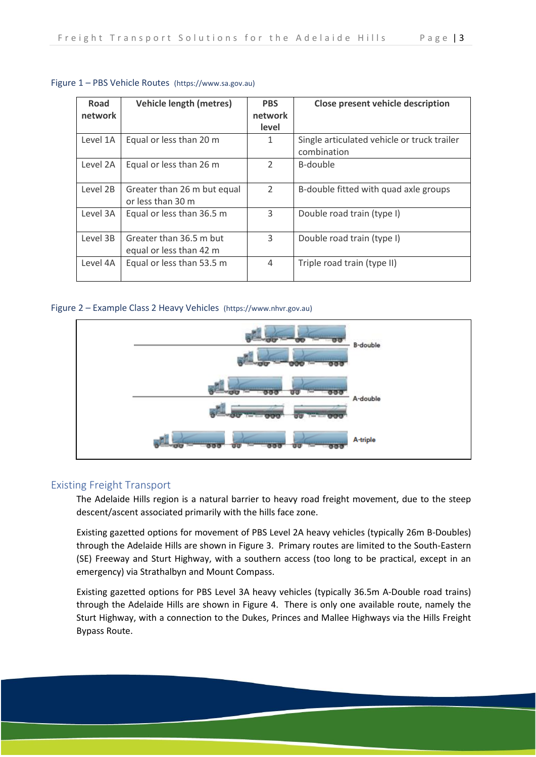Figure 1 – PBS Vehicle Routes (https://www.sa.gov.au)

| Road network | Vehicle length (metres) | PBS network level | Close present vehicle description |
|---|---|---|---|
| Level 1A | Equal or less than 20 m | 1 | Single articulated vehicle or truck trailer combination |
| Level 2A | Equal or less than 26 m | 2 | B-double |
| Level 2B | Greater than 26 m but equal or less than 30 m | 2 | B-double fitted with quad axle groups |
| Level 3A | Equal or less than 36.5 m | 3 | Double road train (type I) |
| Level 3B | Greater than 36.5 m but equal or less than 42 m | 3 | Double road train (type I) |
| Level 4A | Equal or less than 53.5 m | 4 | Triple road train (type II) |

Figure 2 – Example Class 2 Heavy Vehicles (https://www.nhvr.gov.au)

## Existing Freight Transport

The Adelaide Hills region is a natural barrier to heavy road freight movement, due to the steep descent/ascent associated primarily with the hills face zone.

Existing gazetted options for movement of PBS Level 2A heavy vehicles (typically 26m B-Doubles) through the Adelaide Hills are shown in Figure 3. Primary routes are limited to the South-Eastern (SE) Freeway and Sturt Highway, with a southern access (too long to be practical, except in an emergency) via Strathalbyn and Mount Compass.

Existing gazetted options for PBS Level 3A heavy vehicles (typically 36.5m A-Double road trains) through the Adelaide Hills are shown in Figure 4. There is only one available route, namely the Sturt Highway, with a connection to the Dukes, Princes and Mallee Highways via the Hills Freight Bypass Route.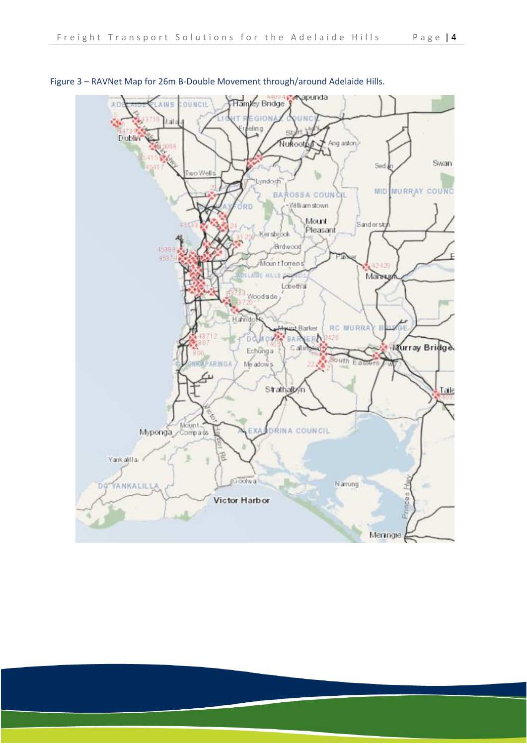Figure 3 – RAVNet Map for 26m B-Double Movement through/around Adelaide Hills.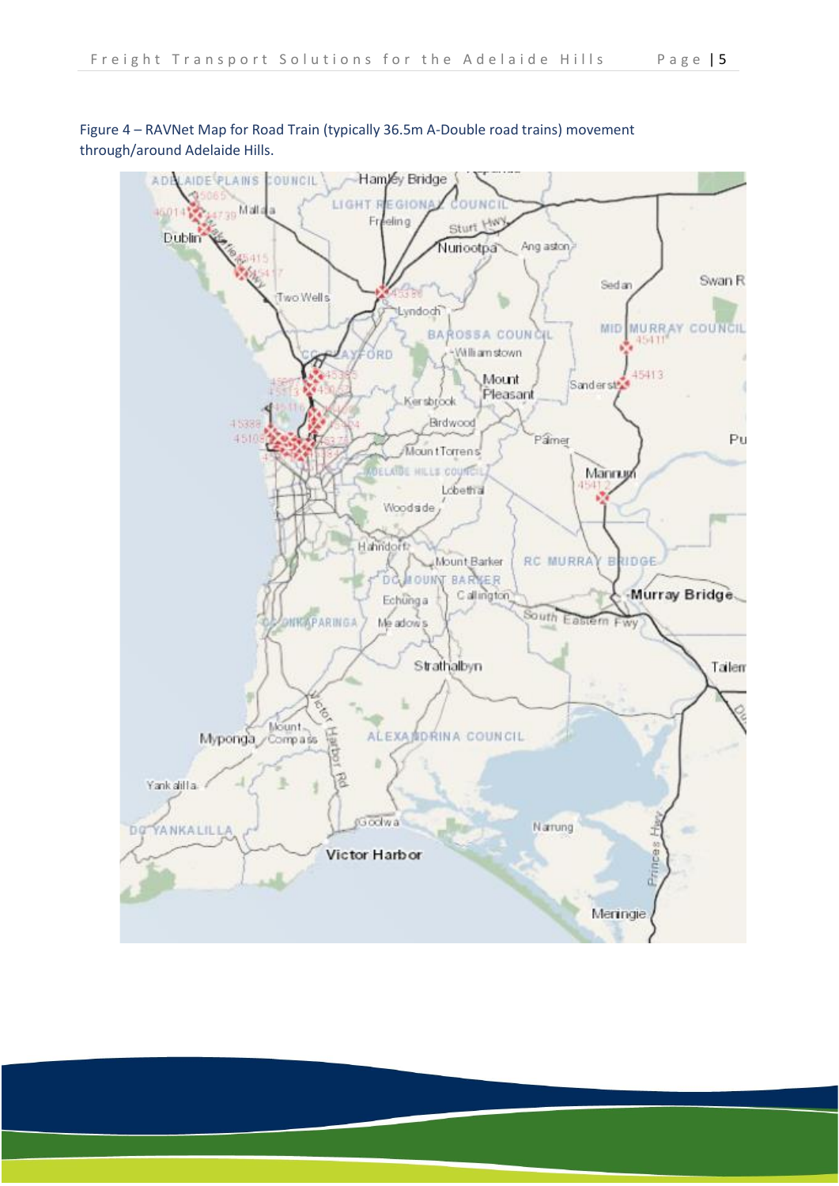Figure 4 – RAVNet Map for Road Train (typically 36.5m A-Double road trains) movement through/around Adelaide Hills.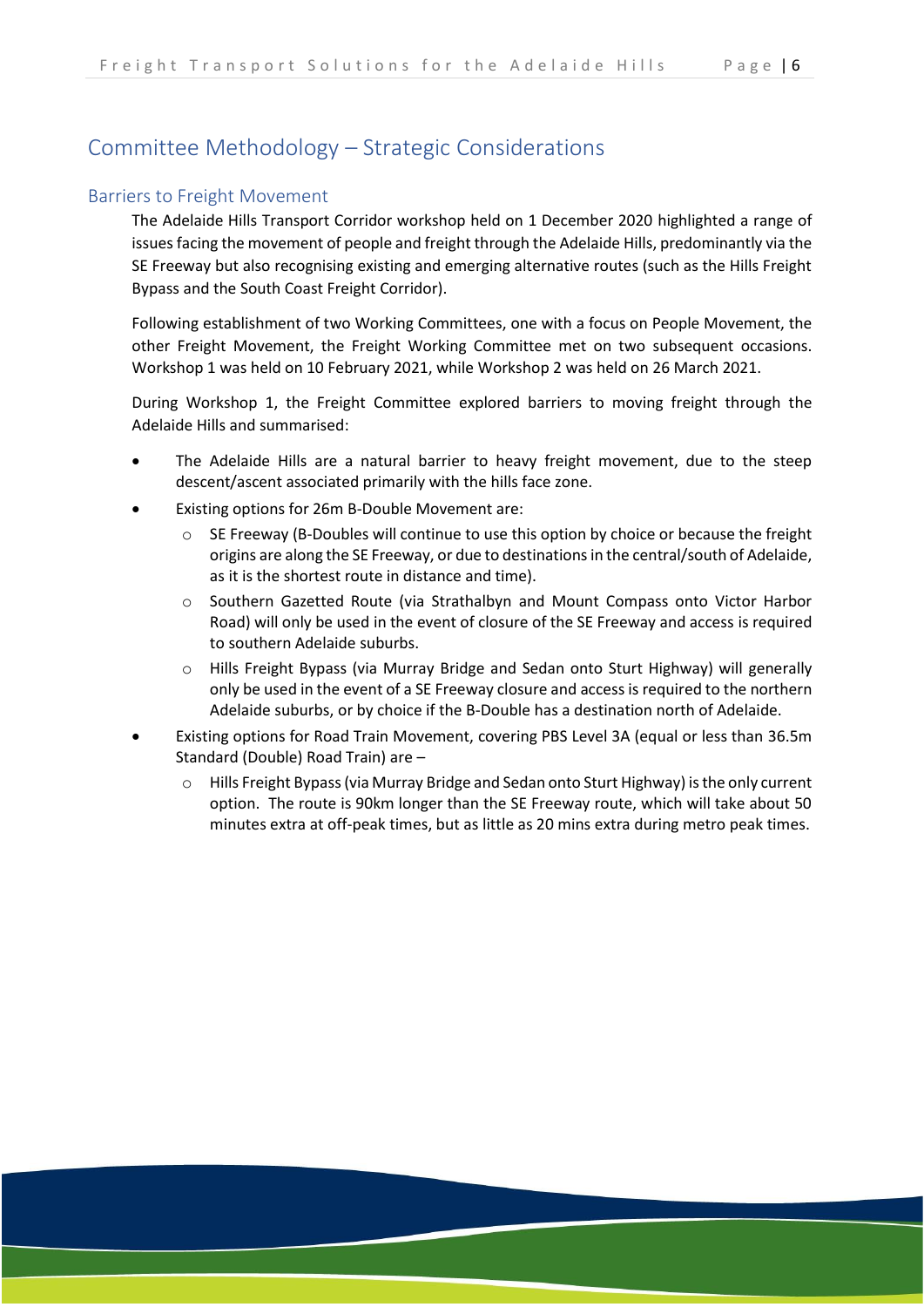# Committee Methodology – Strategic Considerations

## Barriers to Freight Movement

The Adelaide Hills Transport Corridor workshop held on 1 December 2020 highlighted a range of issues facing the movement of people and freight through the Adelaide Hills, predominantly via the SE Freeway but also recognising existing and emerging alternative routes (such as the Hills Freight Bypass and the South Coast Freight Corridor).

Following establishment of two Working Committees, one with a focus on People Movement, the other Freight Movement, the Freight Working Committee met on two subsequent occasions. Workshop 1 was held on 10 February 2021, while Workshop 2 was held on 26 March 2021.

During Workshop 1, the Freight Committee explored barriers to moving freight through the Adelaide Hills and summarised:

- The Adelaide Hills are a natural barrier to heavy freight movement, due to the steep descent/ascent associated primarily with the hills face zone.
- Existing options for 26m B-Double Movement are:
  - SE Freeway (B-Doubles will continue to use this option by choice or because the freight origins are along the SE Freeway, or due to destinations in the central/south of Adelaide, as it is the shortest route in distance and time).
  - Southern Gazetted Route (via Strathalbyn and Mount Compass onto Victor Harbor Road) will only be used in the event of closure of the SE Freeway and access is required to southern Adelaide suburbs.
  - Hills Freight Bypass (via Murray Bridge and Sedan onto Sturt Highway) will generally only be used in the event of a SE Freeway closure and access is required to the northern Adelaide suburbs, or by choice if the B-Double has a destination north of Adelaide.
- Existing options for Road Train Movement, covering PBS Level 3A (equal or less than 36.5m Standard (Double) Road Train) are –
  - Hills Freight Bypass (via Murray Bridge and Sedan onto Sturt Highway) is the only current option. The route is 90km longer than the SE Freeway route, which will take about 50 minutes extra at off-peak times, but as little as 20 mins extra during metro peak times.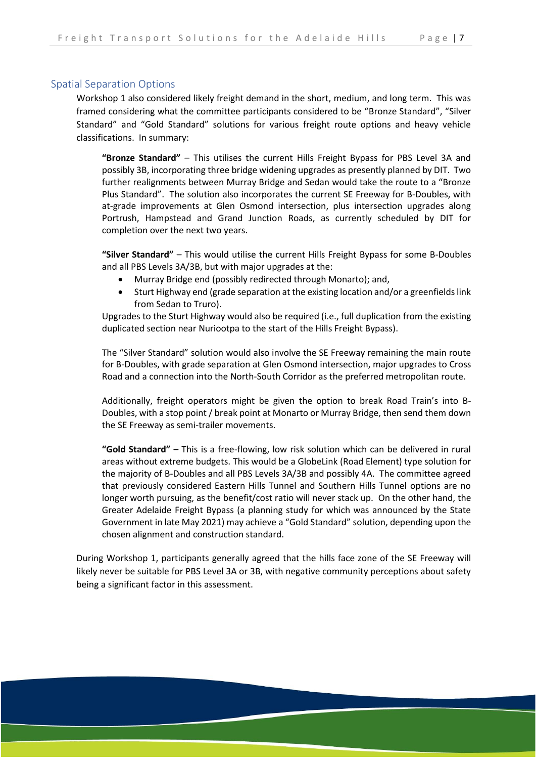## Spatial Separation Options

Workshop 1 also considered likely freight demand in the short, medium, and long term. This was framed considering what the committee participants considered to be "Bronze Standard", "Silver Standard" and "Gold Standard" solutions for various freight route options and heavy vehicle classifications. In summary:

**"Bronze Standard"** – This utilises the current Hills Freight Bypass for PBS Level 3A and possibly 3B, incorporating three bridge widening upgrades as presently planned by DIT. Two further realignments between Murray Bridge and Sedan would take the route to a "Bronze Plus Standard". The solution also incorporates the current SE Freeway for B-Doubles, with at-grade improvements at Glen Osmond intersection, plus intersection upgrades along Portrush, Hampstead and Grand Junction Roads, as currently scheduled by DIT for completion over the next two years.

**"Silver Standard"** – This would utilise the current Hills Freight Bypass for some B-Doubles and all PBS Levels 3A/3B, but with major upgrades at the:

- Murray Bridge end (possibly redirected through Monarto); and,
- Sturt Highway end (grade separation at the existing location and/or a greenfields link from Sedan to Truro).

Upgrades to the Sturt Highway would also be required (i.e., full duplication from the existing duplicated section near Nuriootpa to the start of the Hills Freight Bypass).

The "Silver Standard" solution would also involve the SE Freeway remaining the main route for B-Doubles, with grade separation at Glen Osmond intersection, major upgrades to Cross Road and a connection into the North-South Corridor as the preferred metropolitan route.

Additionally, freight operators might be given the option to break Road Train's into B-Doubles, with a stop point / break point at Monarto or Murray Bridge, then send them down the SE Freeway as semi-trailer movements.

**"Gold Standard"** – This is a free-flowing, low risk solution which can be delivered in rural areas without extreme budgets. This would be a GlobeLink (Road Element) type solution for the majority of B-Doubles and all PBS Levels 3A/3B and possibly 4A. The committee agreed that previously considered Eastern Hills Tunnel and Southern Hills Tunnel options are no longer worth pursuing, as the benefit/cost ratio will never stack up. On the other hand, the Greater Adelaide Freight Bypass (a planning study for which was announced by the State Government in late May 2021) may achieve a "Gold Standard" solution, depending upon the chosen alignment and construction standard.

During Workshop 1, participants generally agreed that the hills face zone of the SE Freeway will likely never be suitable for PBS Level 3A or 3B, with negative community perceptions about safety being a significant factor in this assessment.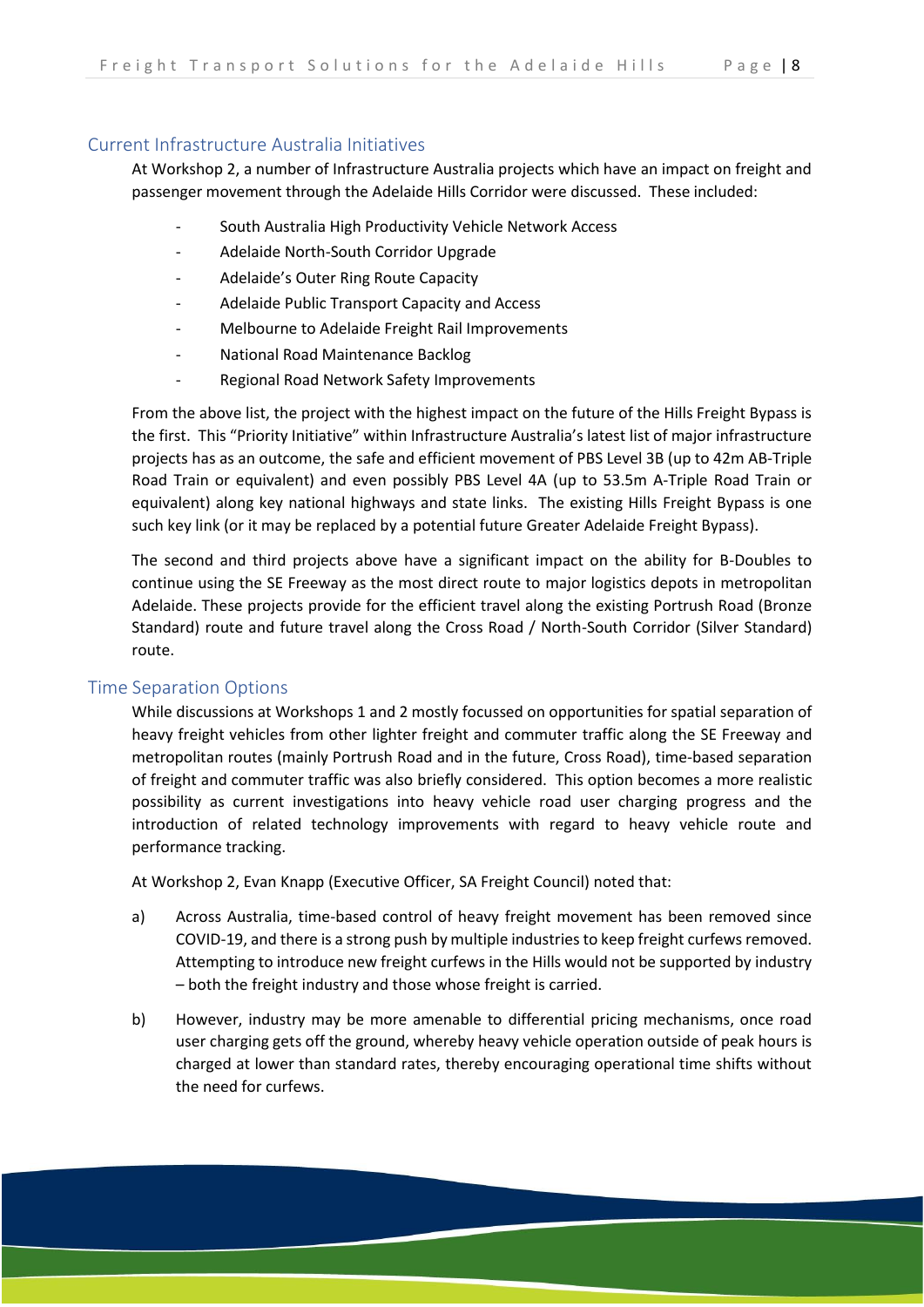## Current Infrastructure Australia Initiatives

At Workshop 2, a number of Infrastructure Australia projects which have an impact on freight and passenger movement through the Adelaide Hills Corridor were discussed. These included:

- South Australia High Productivity Vehicle Network Access
- Adelaide North-South Corridor Upgrade
- Adelaide's Outer Ring Route Capacity
- Adelaide Public Transport Capacity and Access
- Melbourne to Adelaide Freight Rail Improvements
- National Road Maintenance Backlog
- Regional Road Network Safety Improvements

From the above list, the project with the highest impact on the future of the Hills Freight Bypass is the first. This "Priority Initiative" within Infrastructure Australia's latest list of major infrastructure projects has as an outcome, the safe and efficient movement of PBS Level 3B (up to 42m AB-Triple Road Train or equivalent) and even possibly PBS Level 4A (up to 53.5m A-Triple Road Train or equivalent) along key national highways and state links. The existing Hills Freight Bypass is one such key link (or it may be replaced by a potential future Greater Adelaide Freight Bypass).

The second and third projects above have a significant impact on the ability for B-Doubles to continue using the SE Freeway as the most direct route to major logistics depots in metropolitan Adelaide. These projects provide for the efficient travel along the existing Portrush Road (Bronze Standard) route and future travel along the Cross Road / North-South Corridor (Silver Standard) route.

## Time Separation Options

While discussions at Workshops 1 and 2 mostly focussed on opportunities for spatial separation of heavy freight vehicles from other lighter freight and commuter traffic along the SE Freeway and metropolitan routes (mainly Portrush Road and in the future, Cross Road), time-based separation of freight and commuter traffic was also briefly considered. This option becomes a more realistic possibility as current investigations into heavy vehicle road user charging progress and the introduction of related technology improvements with regard to heavy vehicle route and performance tracking.

At Workshop 2, Evan Knapp (Executive Officer, SA Freight Council) noted that:

a) Across Australia, time-based control of heavy freight movement has been removed since COVID-19, and there is a strong push by multiple industries to keep freight curfews removed. Attempting to introduce new freight curfews in the Hills would not be supported by industry – both the freight industry and those whose freight is carried.

b) However, industry may be more amenable to differential pricing mechanisms, once road user charging gets off the ground, whereby heavy vehicle operation outside of peak hours is charged at lower than standard rates, thereby encouraging operational time shifts without the need for curfews.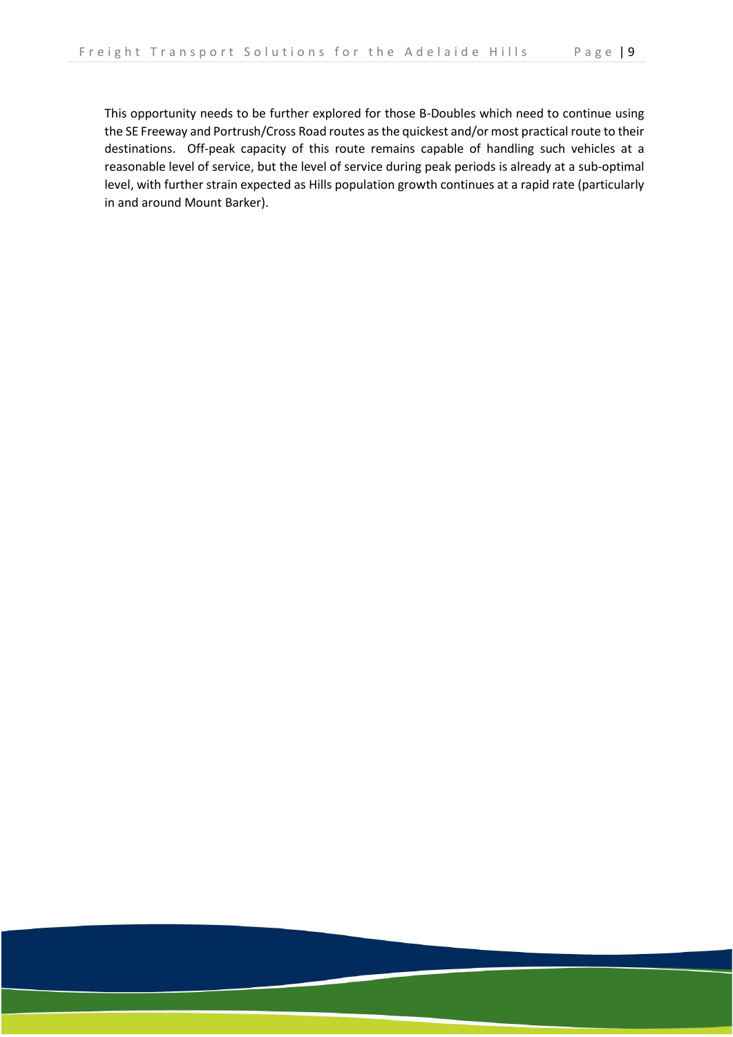This opportunity needs to be further explored for those B-Doubles which need to continue using the SE Freeway and Portrush/Cross Road routes as the quickest and/or most practical route to their destinations. Off-peak capacity of this route remains capable of handling such vehicles at a reasonable level of service, but the level of service during peak periods is already at a sub-optimal level, with further strain expected as Hills population growth continues at a rapid rate (particularly in and around Mount Barker).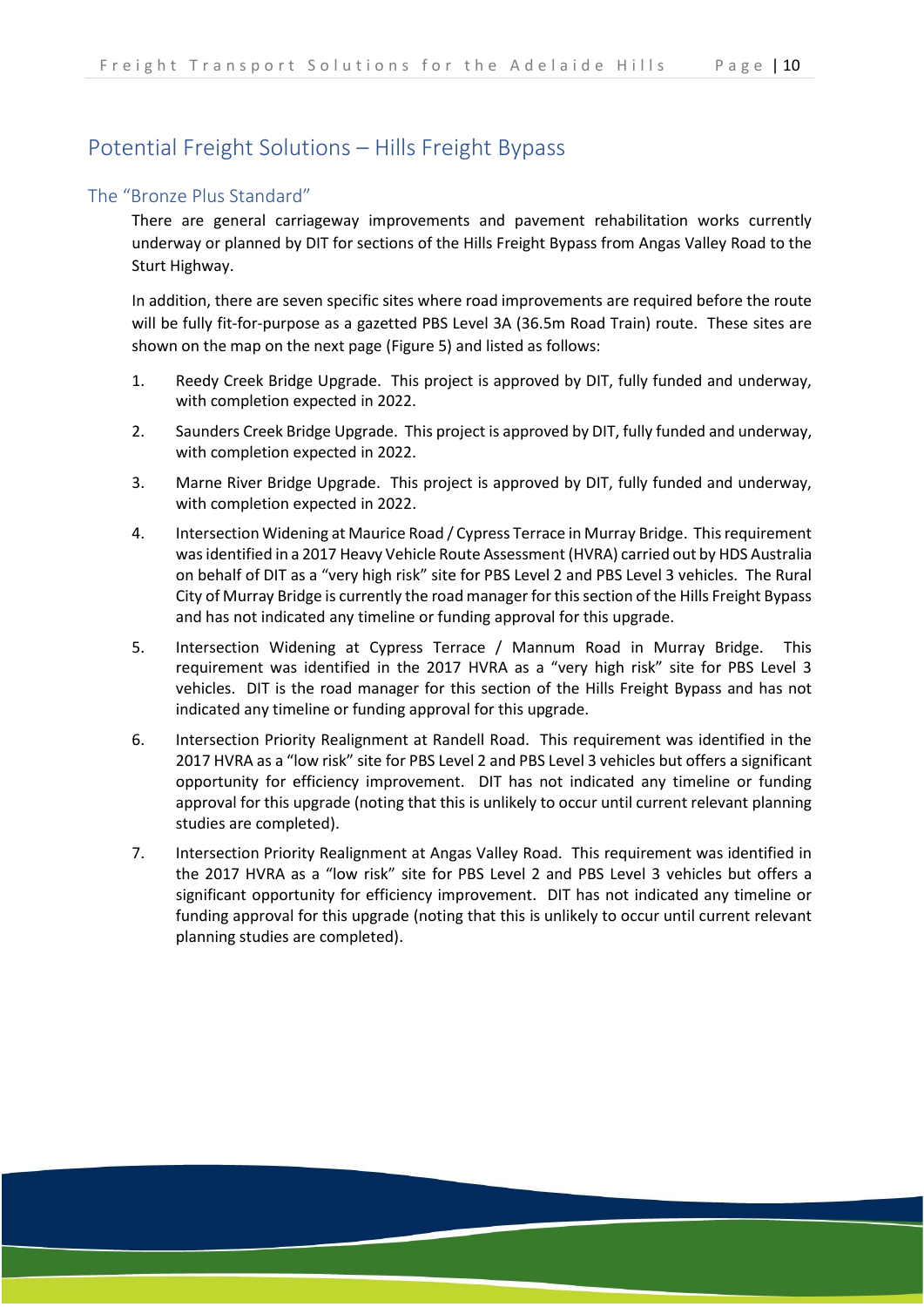## Potential Freight Solutions – Hills Freight Bypass

### The "Bronze Plus Standard"

There are general carriageway improvements and pavement rehabilitation works currently underway or planned by DIT for sections of the Hills Freight Bypass from Angas Valley Road to the Sturt Highway.

In addition, there are seven specific sites where road improvements are required before the route will be fully fit-for-purpose as a gazetted PBS Level 3A (36.5m Road Train) route. These sites are shown on the map on the next page (Figure 5) and listed as follows:

1. Reedy Creek Bridge Upgrade. This project is approved by DIT, fully funded and underway, with completion expected in 2022.
2. Saunders Creek Bridge Upgrade. This project is approved by DIT, fully funded and underway, with completion expected in 2022.
3. Marne River Bridge Upgrade. This project is approved by DIT, fully funded and underway, with completion expected in 2022.
4. Intersection Widening at Maurice Road / Cypress Terrace in Murray Bridge. This requirement was identified in a 2017 Heavy Vehicle Route Assessment (HVRA) carried out by HDS Australia on behalf of DIT as a "very high risk" site for PBS Level 2 and PBS Level 3 vehicles. The Rural City of Murray Bridge is currently the road manager for this section of the Hills Freight Bypass and has not indicated any timeline or funding approval for this upgrade.
5. Intersection Widening at Cypress Terrace / Mannum Road in Murray Bridge. This requirement was identified in the 2017 HVRA as a "very high risk" site for PBS Level 3 vehicles. DIT is the road manager for this section of the Hills Freight Bypass and has not indicated any timeline or funding approval for this upgrade.
6. Intersection Priority Realignment at Randell Road. This requirement was identified in the 2017 HVRA as a "low risk" site for PBS Level 2 and PBS Level 3 vehicles but offers a significant opportunity for efficiency improvement. DIT has not indicated any timeline or funding approval for this upgrade (noting that this is unlikely to occur until current relevant planning studies are completed).
7. Intersection Priority Realignment at Angas Valley Road. This requirement was identified in the 2017 HVRA as a "low risk" site for PBS Level 2 and PBS Level 3 vehicles but offers a significant opportunity for efficiency improvement. DIT has not indicated any timeline or funding approval for this upgrade (noting that this is unlikely to occur until current relevant planning studies are completed).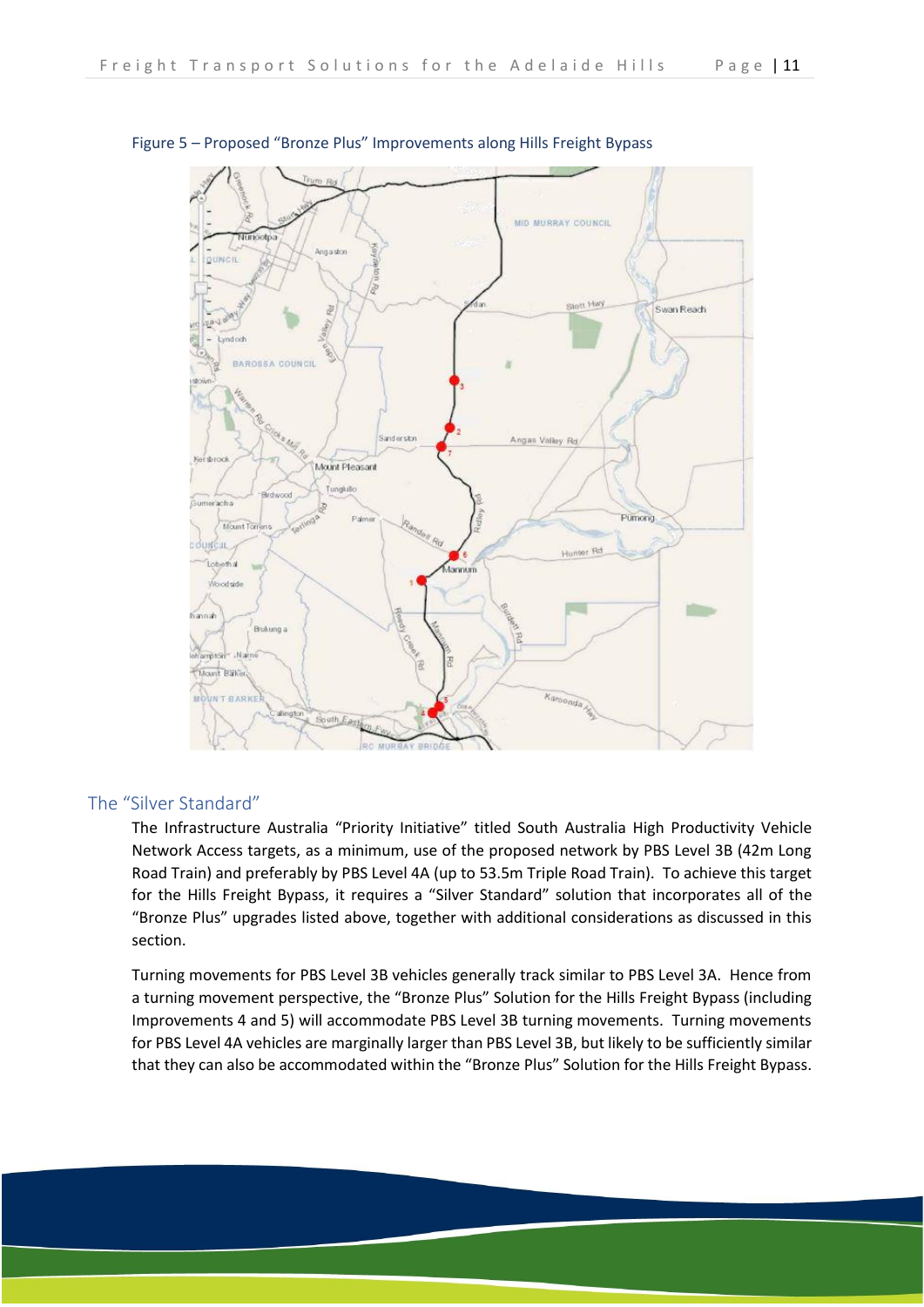Figure 5 – Proposed "Bronze Plus" Improvements along Hills Freight Bypass

## The "Silver Standard"

The Infrastructure Australia "Priority Initiative" titled South Australia High Productivity Vehicle Network Access targets, as a minimum, use of the proposed network by PBS Level 3B (42m Long Road Train) and preferably by PBS Level 4A (up to 53.5m Triple Road Train). To achieve this target for the Hills Freight Bypass, it requires a "Silver Standard" solution that incorporates all of the "Bronze Plus" upgrades listed above, together with additional considerations as discussed in this section.

Turning movements for PBS Level 3B vehicles generally track similar to PBS Level 3A. Hence from a turning movement perspective, the "Bronze Plus" Solution for the Hills Freight Bypass (including Improvements 4 and 5) will accommodate PBS Level 3B turning movements. Turning movements for PBS Level 4A vehicles are marginally larger than PBS Level 3B, but likely to be sufficiently similar that they can also be accommodated within the "Bronze Plus" Solution for the Hills Freight Bypass.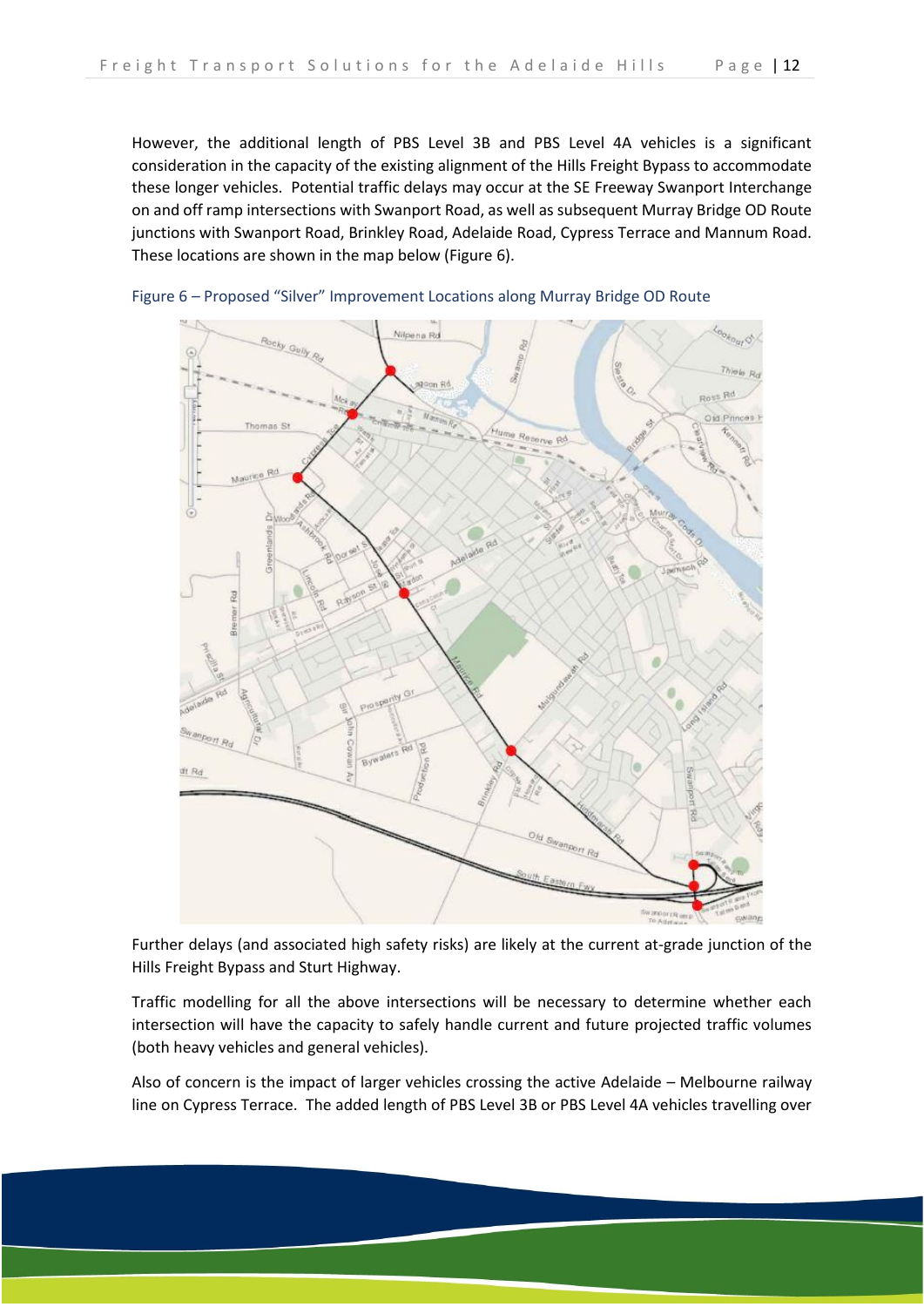However, the additional length of PBS Level 3B and PBS Level 4A vehicles is a significant consideration in the capacity of the existing alignment of the Hills Freight Bypass to accommodate these longer vehicles. Potential traffic delays may occur at the SE Freeway Swanport Interchange on and off ramp intersections with Swanport Road, as well as subsequent Murray Bridge OD Route junctions with Swanport Road, Brinkley Road, Adelaide Road, Cypress Terrace and Mannum Road. These locations are shown in the map below (Figure 6).

Figure 6 – Proposed "Silver" Improvement Locations along Murray Bridge OD Route

Further delays (and associated high safety risks) are likely at the current at-grade junction of the Hills Freight Bypass and Sturt Highway.

Traffic modelling for all the above intersections will be necessary to determine whether each intersection will have the capacity to safely handle current and future projected traffic volumes (both heavy vehicles and general vehicles).

Also of concern is the impact of larger vehicles crossing the active Adelaide – Melbourne railway line on Cypress Terrace. The added length of PBS Level 3B or PBS Level 4A vehicles travelling over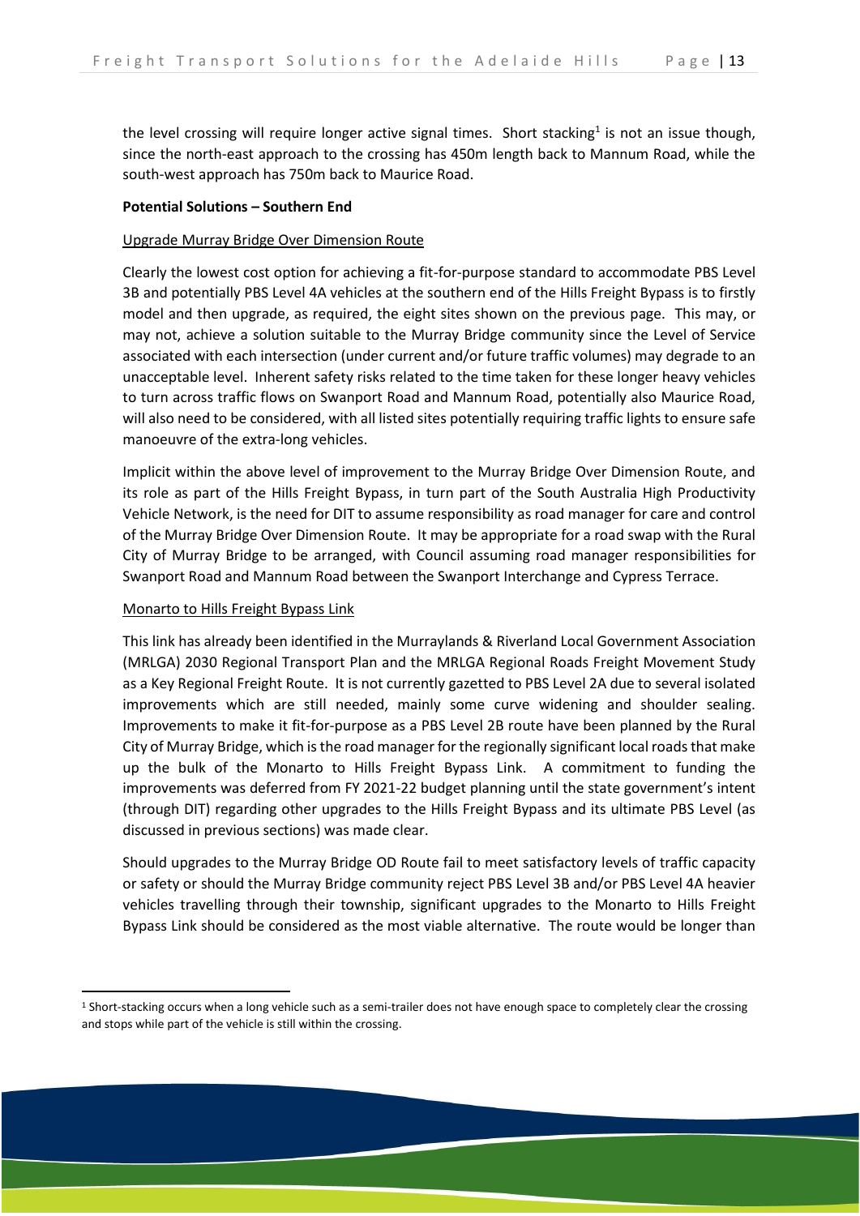the level crossing will require longer active signal times. Short stacking[1] is not an issue though, since the north-east approach to the crossing has 450m length back to Mannum Road, while the south-west approach has 750m back to Maurice Road.

**Potential Solutions – Southern End**

Upgrade Murray Bridge Over Dimension Route

Clearly the lowest cost option for achieving a fit-for-purpose standard to accommodate PBS Level 3B and potentially PBS Level 4A vehicles at the southern end of the Hills Freight Bypass is to firstly model and then upgrade, as required, the eight sites shown on the previous page. This may, or may not, achieve a solution suitable to the Murray Bridge community since the Level of Service associated with each intersection (under current and/or future traffic volumes) may degrade to an unacceptable level. Inherent safety risks related to the time taken for these longer heavy vehicles to turn across traffic flows on Swanport Road and Mannum Road, potentially also Maurice Road, will also need to be considered, with all listed sites potentially requiring traffic lights to ensure safe manoeuvre of the extra-long vehicles.

Implicit within the above level of improvement to the Murray Bridge Over Dimension Route, and its role as part of the Hills Freight Bypass, in turn part of the South Australia High Productivity Vehicle Network, is the need for DIT to assume responsibility as road manager for care and control of the Murray Bridge Over Dimension Route. It may be appropriate for a road swap with the Rural City of Murray Bridge to be arranged, with Council assuming road manager responsibilities for Swanport Road and Mannum Road between the Swanport Interchange and Cypress Terrace.

Monarto to Hills Freight Bypass Link

This link has already been identified in the Murraylands & Riverland Local Government Association (MRLGA) 2030 Regional Transport Plan and the MRLGA Regional Roads Freight Movement Study as a Key Regional Freight Route. It is not currently gazetted to PBS Level 2A due to several isolated improvements which are still needed, mainly some curve widening and shoulder sealing. Improvements to make it fit-for-purpose as a PBS Level 2B route have been planned by the Rural City of Murray Bridge, which is the road manager for the regionally significant local roads that make up the bulk of the Monarto to Hills Freight Bypass Link. A commitment to funding the improvements was deferred from FY 2021-22 budget planning until the state government's intent (through DIT) regarding other upgrades to the Hills Freight Bypass and its ultimate PBS Level (as discussed in previous sections) was made clear.

Should upgrades to the Murray Bridge OD Route fail to meet satisfactory levels of traffic capacity or safety or should the Murray Bridge community reject PBS Level 3B and/or PBS Level 4A heavier vehicles travelling through their township, significant upgrades to the Monarto to Hills Freight Bypass Link should be considered as the most viable alternative. The route would be longer than

[1] Short-stacking occurs when a long vehicle such as a semi-trailer does not have enough space to completely clear the crossing and stops while part of the vehicle is still within the crossing.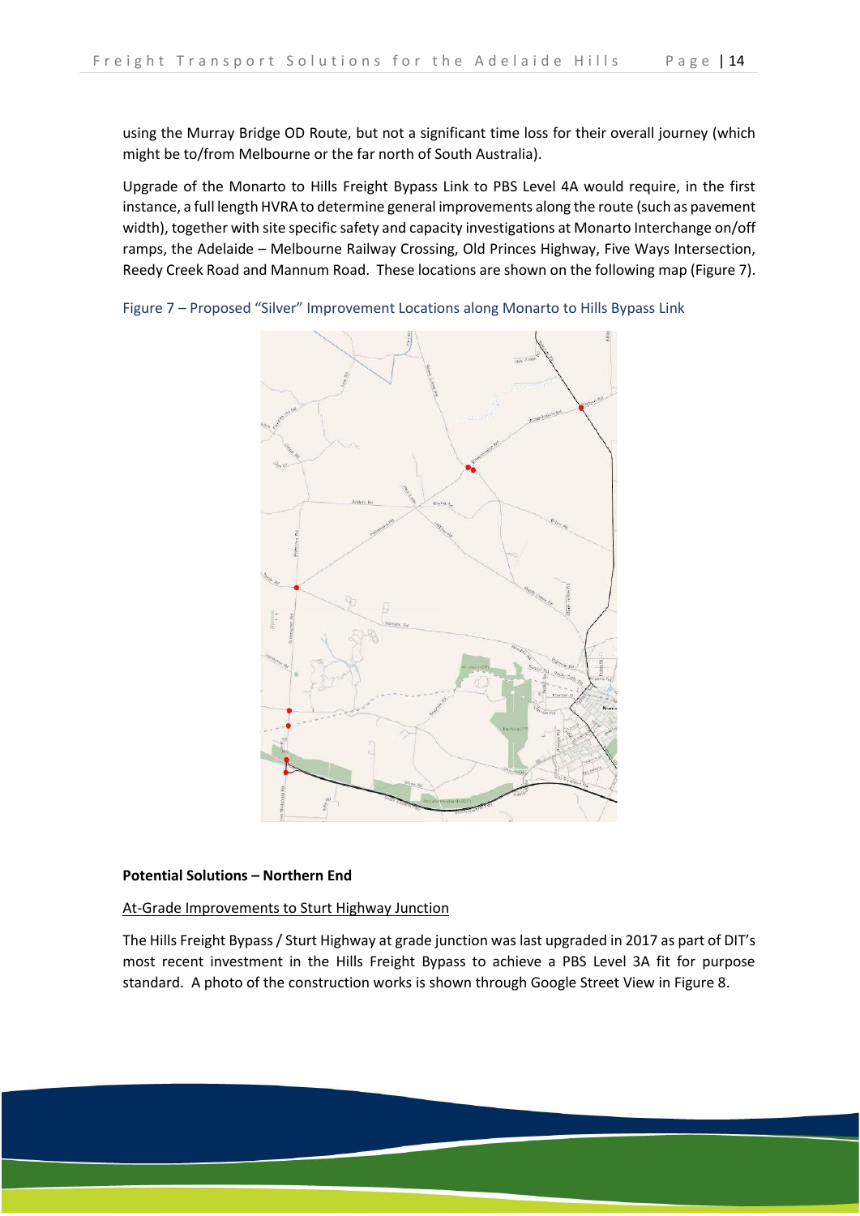using the Murray Bridge OD Route, but not a significant time loss for their overall journey (which might be to/from Melbourne or the far north of South Australia).

Upgrade of the Monarto to Hills Freight Bypass Link to PBS Level 4A would require, in the first instance, a full length HVRA to determine general improvements along the route (such as pavement width), together with site specific safety and capacity investigations at Monarto Interchange on/off ramps, the Adelaide – Melbourne Railway Crossing, Old Princes Highway, Five Ways Intersection, Reedy Creek Road and Mannum Road. These locations are shown on the following map (Figure 7).

Figure 7 – Proposed "Silver" Improvement Locations along Monarto to Hills Bypass Link

**Potential Solutions – Northern End**

At-Grade Improvements to Sturt Highway Junction

The Hills Freight Bypass / Sturt Highway at grade junction was last upgraded in 2017 as part of DIT's most recent investment in the Hills Freight Bypass to achieve a PBS Level 3A fit for purpose standard. A photo of the construction works is shown through Google Street View in Figure 8.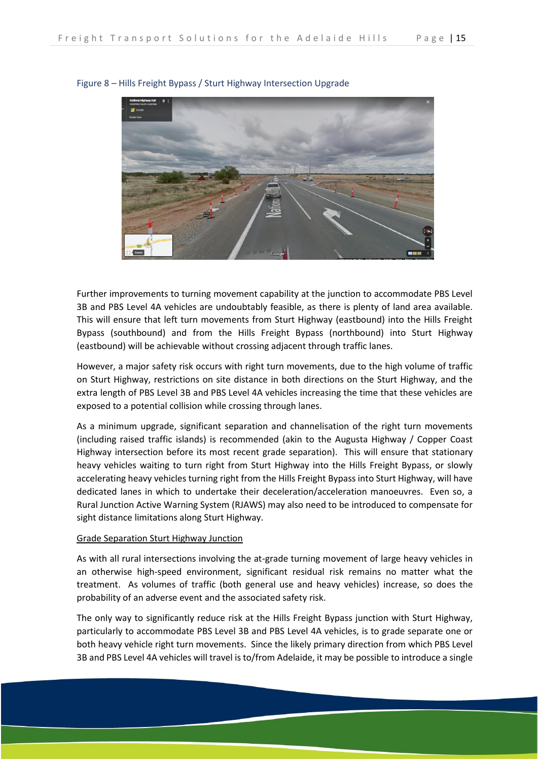Figure 8 – Hills Freight Bypass / Sturt Highway Intersection Upgrade

Further improvements to turning movement capability at the junction to accommodate PBS Level 3B and PBS Level 4A vehicles are undoubtably feasible, as there is plenty of land area available. This will ensure that left turn movements from Sturt Highway (eastbound) into the Hills Freight Bypass (southbound) and from the Hills Freight Bypass (northbound) into Sturt Highway (eastbound) will be achievable without crossing adjacent through traffic lanes.

However, a major safety risk occurs with right turn movements, due to the high volume of traffic on Sturt Highway, restrictions on site distance in both directions on the Sturt Highway, and the extra length of PBS Level 3B and PBS Level 4A vehicles increasing the time that these vehicles are exposed to a potential collision while crossing through lanes.

As a minimum upgrade, significant separation and channelisation of the right turn movements (including raised traffic islands) is recommended (akin to the Augusta Highway / Copper Coast Highway intersection before its most recent grade separation). This will ensure that stationary heavy vehicles waiting to turn right from Sturt Highway into the Hills Freight Bypass, or slowly accelerating heavy vehicles turning right from the Hills Freight Bypass into Sturt Highway, will have dedicated lanes in which to undertake their deceleration/acceleration manoeuvres. Even so, a Rural Junction Active Warning System (RJAWS) may also need to be introduced to compensate for sight distance limitations along Sturt Highway.

<u>Grade Separation Sturt Highway Junction</u>

As with all rural intersections involving the at-grade turning movement of large heavy vehicles in an otherwise high-speed environment, significant residual risk remains no matter what the treatment. As volumes of traffic (both general use and heavy vehicles) increase, so does the probability of an adverse event and the associated safety risk.

The only way to significantly reduce risk at the Hills Freight Bypass junction with Sturt Highway, particularly to accommodate PBS Level 3B and PBS Level 4A vehicles, is to grade separate one or both heavy vehicle right turn movements. Since the likely primary direction from which PBS Level 3B and PBS Level 4A vehicles will travel is to/from Adelaide, it may be possible to introduce a single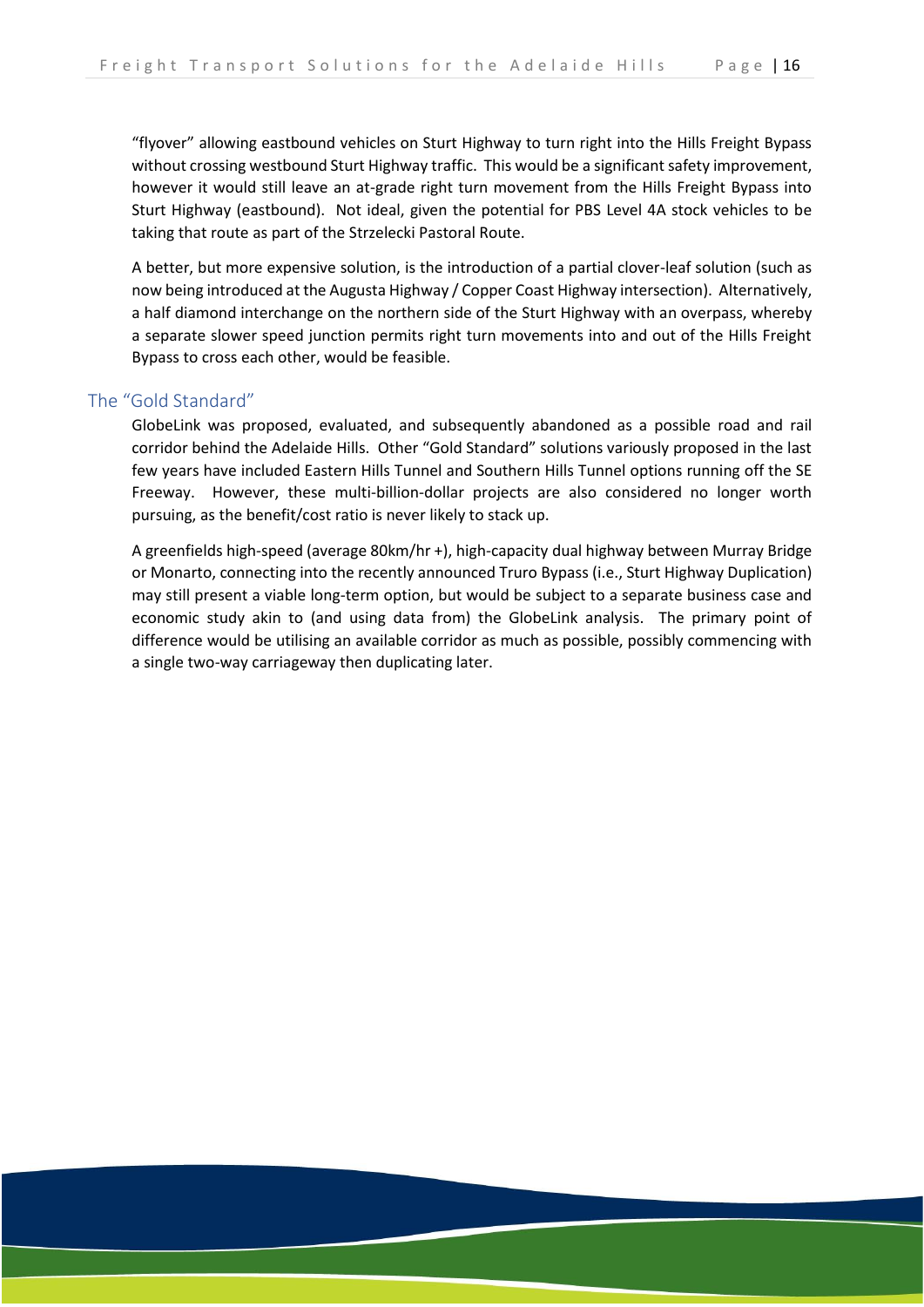"flyover" allowing eastbound vehicles on Sturt Highway to turn right into the Hills Freight Bypass without crossing westbound Sturt Highway traffic. This would be a significant safety improvement, however it would still leave an at-grade right turn movement from the Hills Freight Bypass into Sturt Highway (eastbound). Not ideal, given the potential for PBS Level 4A stock vehicles to be taking that route as part of the Strzelecki Pastoral Route.

A better, but more expensive solution, is the introduction of a partial clover-leaf solution (such as now being introduced at the Augusta Highway / Copper Coast Highway intersection). Alternatively, a half diamond interchange on the northern side of the Sturt Highway with an overpass, whereby a separate slower speed junction permits right turn movements into and out of the Hills Freight Bypass to cross each other, would be feasible.

## The "Gold Standard"

GlobeLink was proposed, evaluated, and subsequently abandoned as a possible road and rail corridor behind the Adelaide Hills. Other "Gold Standard" solutions variously proposed in the last few years have included Eastern Hills Tunnel and Southern Hills Tunnel options running off the SE Freeway. However, these multi-billion-dollar projects are also considered no longer worth pursuing, as the benefit/cost ratio is never likely to stack up.

A greenfields high-speed (average 80km/hr +), high-capacity dual highway between Murray Bridge or Monarto, connecting into the recently announced Truro Bypass (i.e., Sturt Highway Duplication) may still present a viable long-term option, but would be subject to a separate business case and economic study akin to (and using data from) the GlobeLink analysis. The primary point of difference would be utilising an available corridor as much as possible, possibly commencing with a single two-way carriageway then duplicating later.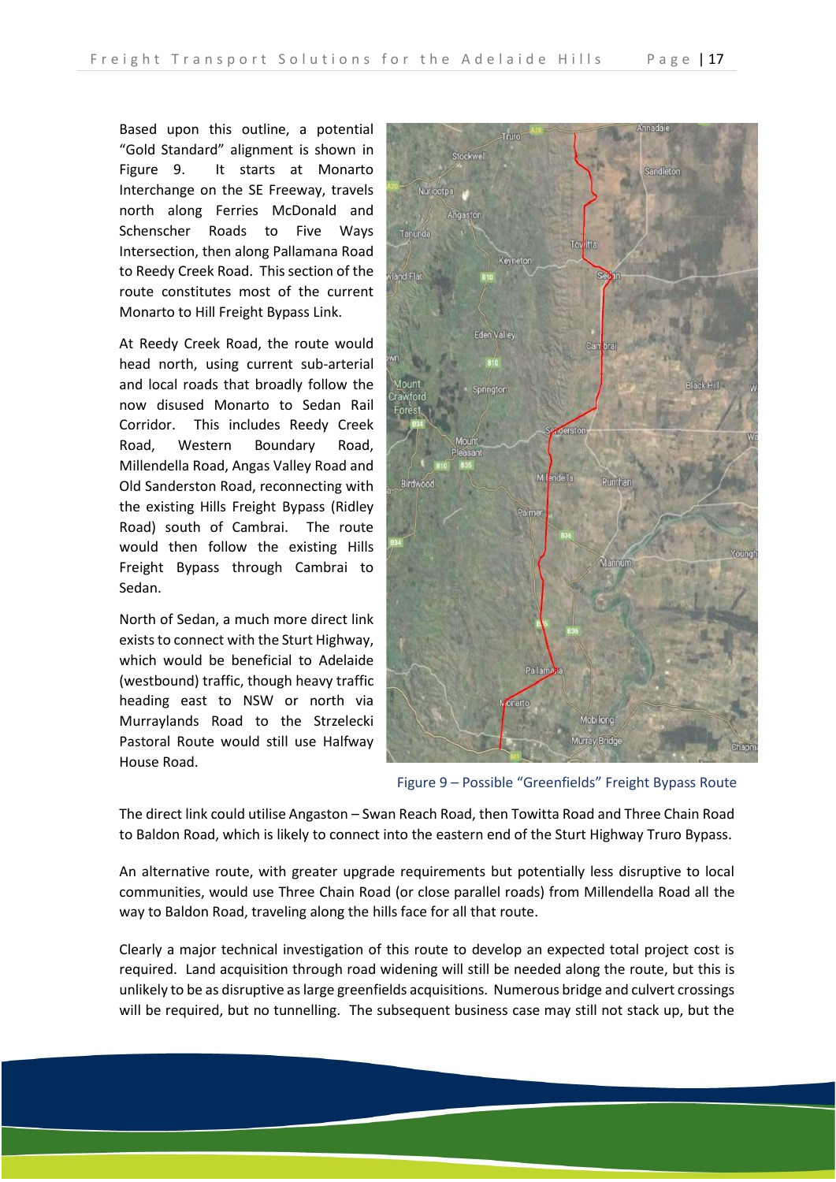Based upon this outline, a potential "Gold Standard" alignment is shown in Figure 9. It starts at Monarto Interchange on the SE Freeway, travels north along Ferries McDonald and Schenscher Roads to Five Ways Intersection, then along Pallamana Road to Reedy Creek Road. This section of the route constitutes most of the current Monarto to Hill Freight Bypass Link.

At Reedy Creek Road, the route would head north, using current sub-arterial and local roads that broadly follow the now disused Monarto to Sedan Rail Corridor. This includes Reedy Creek Road, Western Boundary Road, Millendella Road, Angas Valley Road and Old Sanderston Road, reconnecting with the existing Hills Freight Bypass (Ridley Road) south of Cambrai. The route would then follow the existing Hills Freight Bypass through Cambrai to Sedan.

North of Sedan, a much more direct link exists to connect with the Sturt Highway, which would be beneficial to Adelaide (westbound) traffic, though heavy traffic heading east to NSW or north via Murraylands Road to the Strzelecki Pastoral Route would still use Halfway House Road.

Figure 9 – Possible "Greenfields" Freight Bypass Route

The direct link could utilise Angaston – Swan Reach Road, then Towitta Road and Three Chain Road to Baldon Road, which is likely to connect into the eastern end of the Sturt Highway Truro Bypass.

An alternative route, with greater upgrade requirements but potentially less disruptive to local communities, would use Three Chain Road (or close parallel roads) from Millendella Road all the way to Baldon Road, traveling along the hills face for all that route.

Clearly a major technical investigation of this route to develop an expected total project cost is required. Land acquisition through road widening will still be needed along the route, but this is unlikely to be as disruptive as large greenfields acquisitions. Numerous bridge and culvert crossings will be required, but no tunnelling. The subsequent business case may still not stack up, but the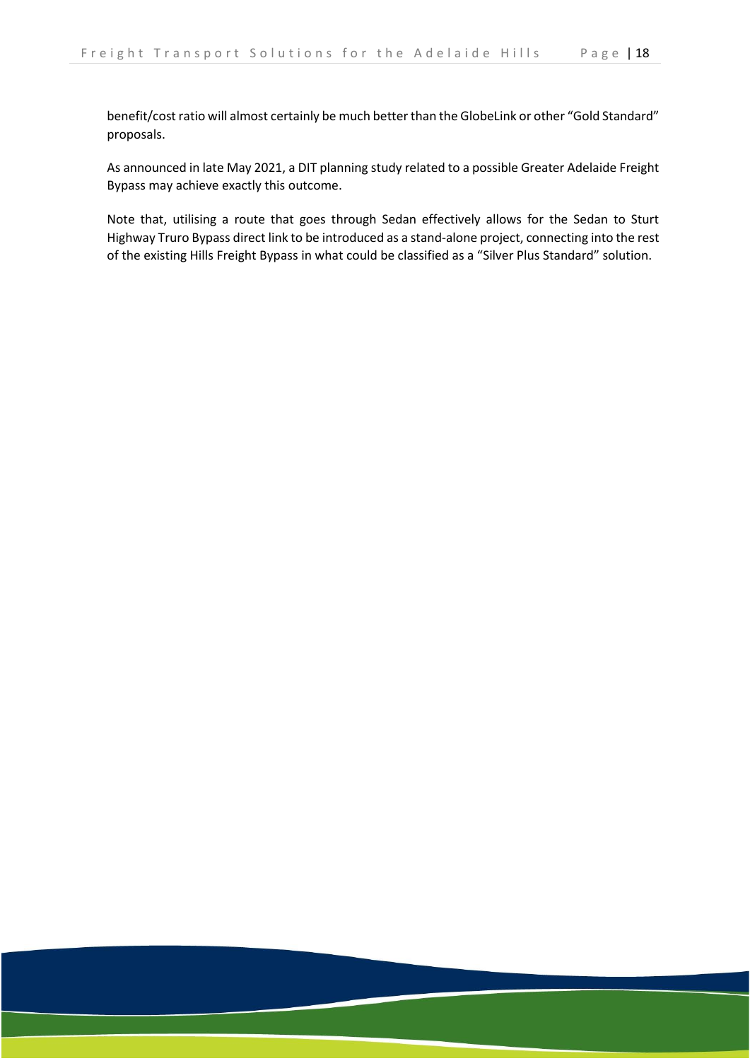benefit/cost ratio will almost certainly be much better than the GlobeLink or other "Gold Standard" proposals.

As announced in late May 2021, a DIT planning study related to a possible Greater Adelaide Freight Bypass may achieve exactly this outcome.

Note that, utilising a route that goes through Sedan effectively allows for the Sedan to Sturt Highway Truro Bypass direct link to be introduced as a stand-alone project, connecting into the rest of the existing Hills Freight Bypass in what could be classified as a "Silver Plus Standard" solution.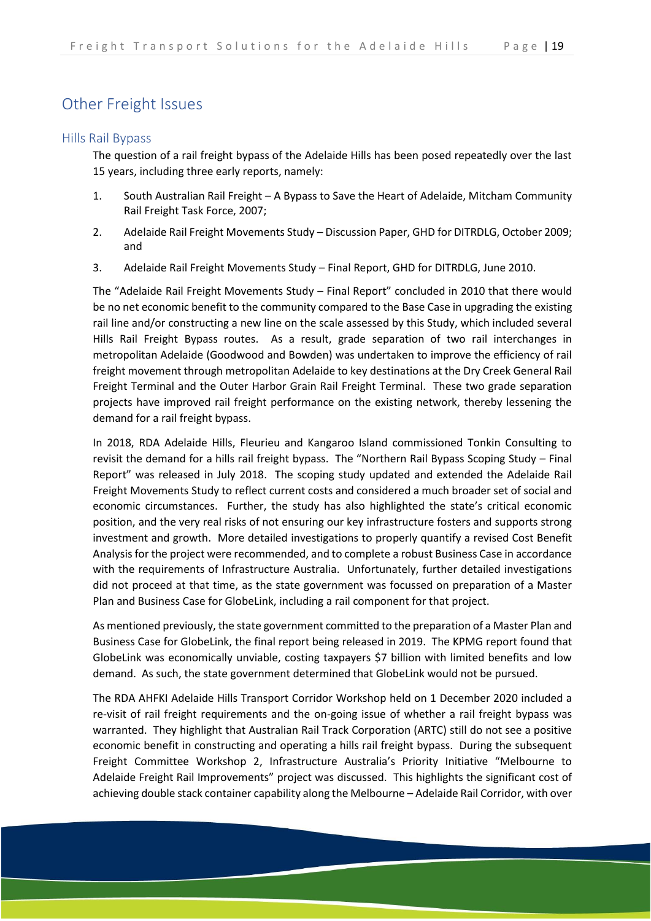## Other Freight Issues

### Hills Rail Bypass

The question of a rail freight bypass of the Adelaide Hills has been posed repeatedly over the last 15 years, including three early reports, namely:

1. South Australian Rail Freight – A Bypass to Save the Heart of Adelaide, Mitcham Community Rail Freight Task Force, 2007;
2. Adelaide Rail Freight Movements Study – Discussion Paper, GHD for DITRDLG, October 2009; and
3. Adelaide Rail Freight Movements Study – Final Report, GHD for DITRDLG, June 2010.

The "Adelaide Rail Freight Movements Study – Final Report" concluded in 2010 that there would be no net economic benefit to the community compared to the Base Case in upgrading the existing rail line and/or constructing a new line on the scale assessed by this Study, which included several Hills Rail Freight Bypass routes. As a result, grade separation of two rail interchanges in metropolitan Adelaide (Goodwood and Bowden) was undertaken to improve the efficiency of rail freight movement through metropolitan Adelaide to key destinations at the Dry Creek General Rail Freight Terminal and the Outer Harbor Grain Rail Freight Terminal. These two grade separation projects have improved rail freight performance on the existing network, thereby lessening the demand for a rail freight bypass.

In 2018, RDA Adelaide Hills, Fleurieu and Kangaroo Island commissioned Tonkin Consulting to revisit the demand for a hills rail freight bypass. The "Northern Rail Bypass Scoping Study – Final Report" was released in July 2018. The scoping study updated and extended the Adelaide Rail Freight Movements Study to reflect current costs and considered a much broader set of social and economic circumstances. Further, the study has also highlighted the state's critical economic position, and the very real risks of not ensuring our key infrastructure fosters and supports strong investment and growth. More detailed investigations to properly quantify a revised Cost Benefit Analysis for the project were recommended, and to complete a robust Business Case in accordance with the requirements of Infrastructure Australia. Unfortunately, further detailed investigations did not proceed at that time, as the state government was focussed on preparation of a Master Plan and Business Case for GlobeLink, including a rail component for that project.

As mentioned previously, the state government committed to the preparation of a Master Plan and Business Case for GlobeLink, the final report being released in 2019. The KPMG report found that GlobeLink was economically unviable, costing taxpayers $7 billion with limited benefits and low demand. As such, the state government determined that GlobeLink would not be pursued.

The RDA AHFKI Adelaide Hills Transport Corridor Workshop held on 1 December 2020 included a re-visit of rail freight requirements and the on-going issue of whether a rail freight bypass was warranted. They highlight that Australian Rail Track Corporation (ARTC) still do not see a positive economic benefit in constructing and operating a hills rail freight bypass. During the subsequent Freight Committee Workshop 2, Infrastructure Australia's Priority Initiative "Melbourne to Adelaide Freight Rail Improvements" project was discussed. This highlights the significant cost of achieving double stack container capability along the Melbourne – Adelaide Rail Corridor, with over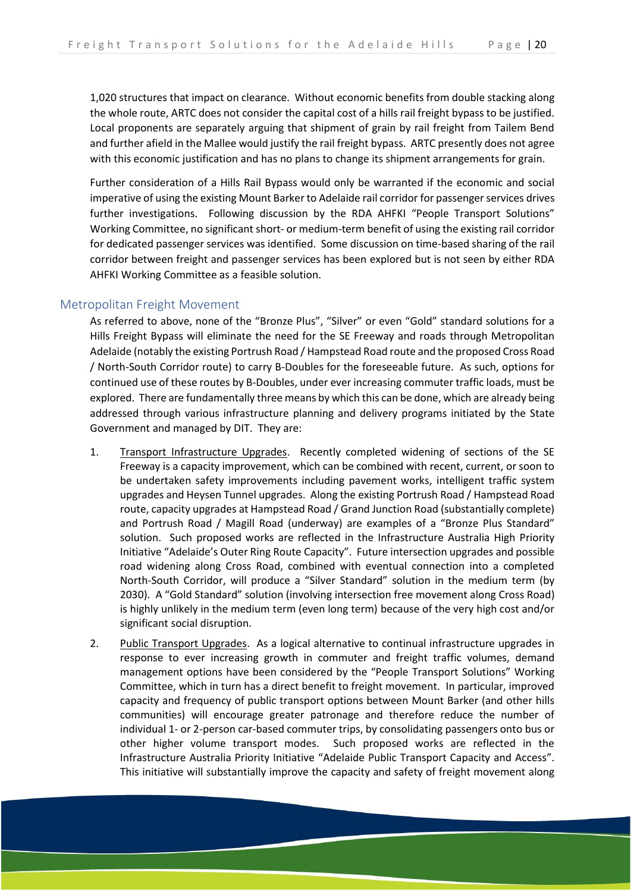1,020 structures that impact on clearance. Without economic benefits from double stacking along the whole route, ARTC does not consider the capital cost of a hills rail freight bypass to be justified. Local proponents are separately arguing that shipment of grain by rail freight from Tailem Bend and further afield in the Mallee would justify the rail freight bypass. ARTC presently does not agree with this economic justification and has no plans to change its shipment arrangements for grain.

Further consideration of a Hills Rail Bypass would only be warranted if the economic and social imperative of using the existing Mount Barker to Adelaide rail corridor for passenger services drives further investigations. Following discussion by the RDA AHFKI "People Transport Solutions" Working Committee, no significant short- or medium-term benefit of using the existing rail corridor for dedicated passenger services was identified. Some discussion on time-based sharing of the rail corridor between freight and passenger services has been explored but is not seen by either RDA AHFKI Working Committee as a feasible solution.

## Metropolitan Freight Movement

As referred to above, none of the "Bronze Plus", "Silver" or even "Gold" standard solutions for a Hills Freight Bypass will eliminate the need for the SE Freeway and roads through Metropolitan Adelaide (notably the existing Portrush Road / Hampstead Road route and the proposed Cross Road / North-South Corridor route) to carry B-Doubles for the foreseeable future. As such, options for continued use of these routes by B-Doubles, under ever increasing commuter traffic loads, must be explored. There are fundamentally three means by which this can be done, which are already being addressed through various infrastructure planning and delivery programs initiated by the State Government and managed by DIT. They are:

1. Transport Infrastructure Upgrades. Recently completed widening of sections of the SE Freeway is a capacity improvement, which can be combined with recent, current, or soon to be undertaken safety improvements including pavement works, intelligent traffic system upgrades and Heysen Tunnel upgrades. Along the existing Portrush Road / Hampstead Road route, capacity upgrades at Hampstead Road / Grand Junction Road (substantially complete) and Portrush Road / Magill Road (underway) are examples of a "Bronze Plus Standard" solution. Such proposed works are reflected in the Infrastructure Australia High Priority Initiative "Adelaide's Outer Ring Route Capacity". Future intersection upgrades and possible road widening along Cross Road, combined with eventual connection into a completed North-South Corridor, will produce a "Silver Standard" solution in the medium term (by 2030). A "Gold Standard" solution (involving intersection free movement along Cross Road) is highly unlikely in the medium term (even long term) because of the very high cost and/or significant social disruption.

2. Public Transport Upgrades. As a logical alternative to continual infrastructure upgrades in response to ever increasing growth in commuter and freight traffic volumes, demand management options have been considered by the "People Transport Solutions" Working Committee, which in turn has a direct benefit to freight movement. In particular, improved capacity and frequency of public transport options between Mount Barker (and other hills communities) will encourage greater patronage and therefore reduce the number of individual 1- or 2-person car-based commuter trips, by consolidating passengers onto bus or other higher volume transport modes. Such proposed works are reflected in the Infrastructure Australia Priority Initiative "Adelaide Public Transport Capacity and Access". This initiative will substantially improve the capacity and safety of freight movement along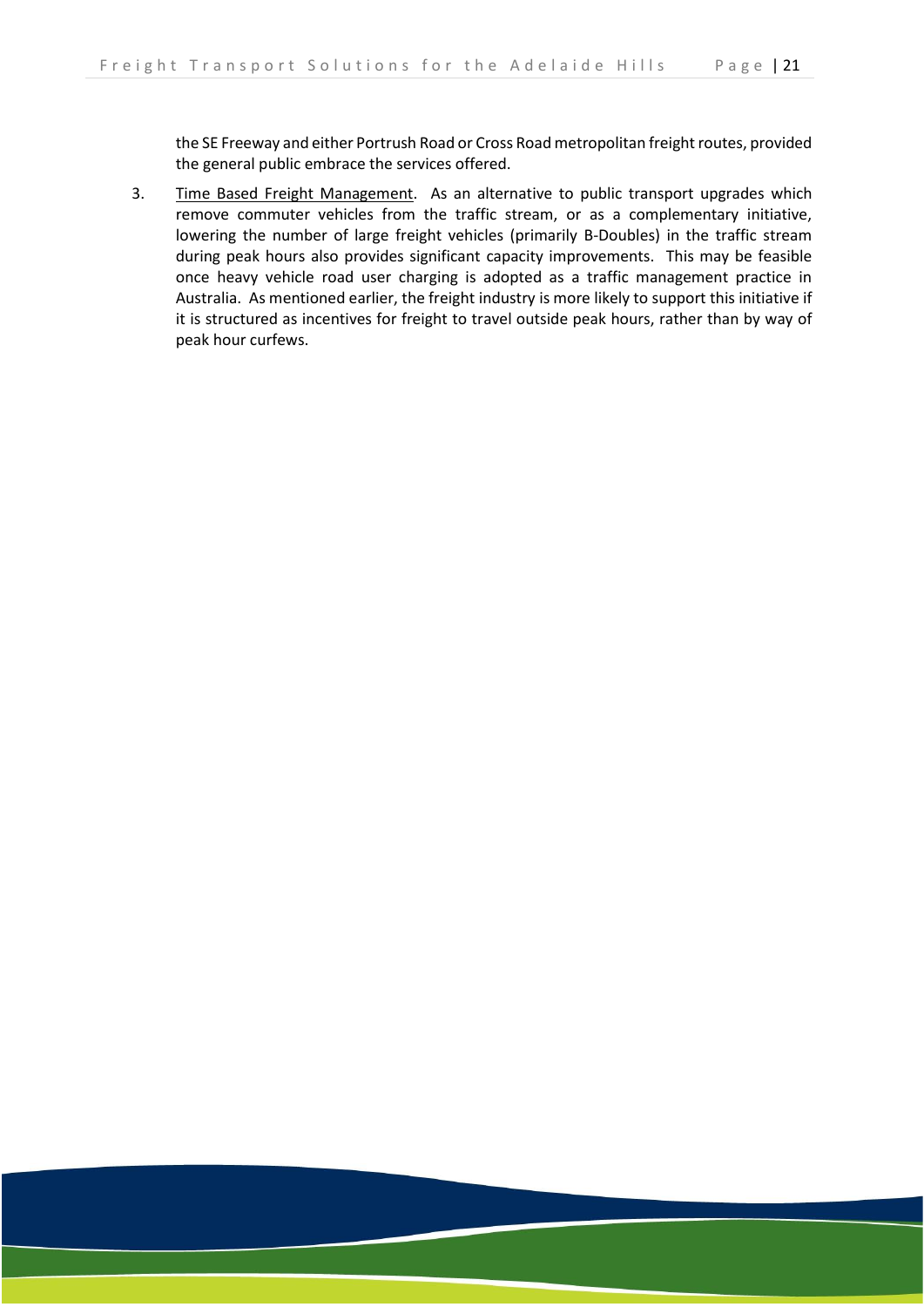the SE Freeway and either Portrush Road or Cross Road metropolitan freight routes, provided the general public embrace the services offered.

3. <u>Time Based Freight Management</u>. As an alternative to public transport upgrades which remove commuter vehicles from the traffic stream, or as a complementary initiative, lowering the number of large freight vehicles (primarily B-Doubles) in the traffic stream during peak hours also provides significant capacity improvements. This may be feasible once heavy vehicle road user charging is adopted as a traffic management practice in Australia. As mentioned earlier, the freight industry is more likely to support this initiative if it is structured as incentives for freight to travel outside peak hours, rather than by way of peak hour curfews.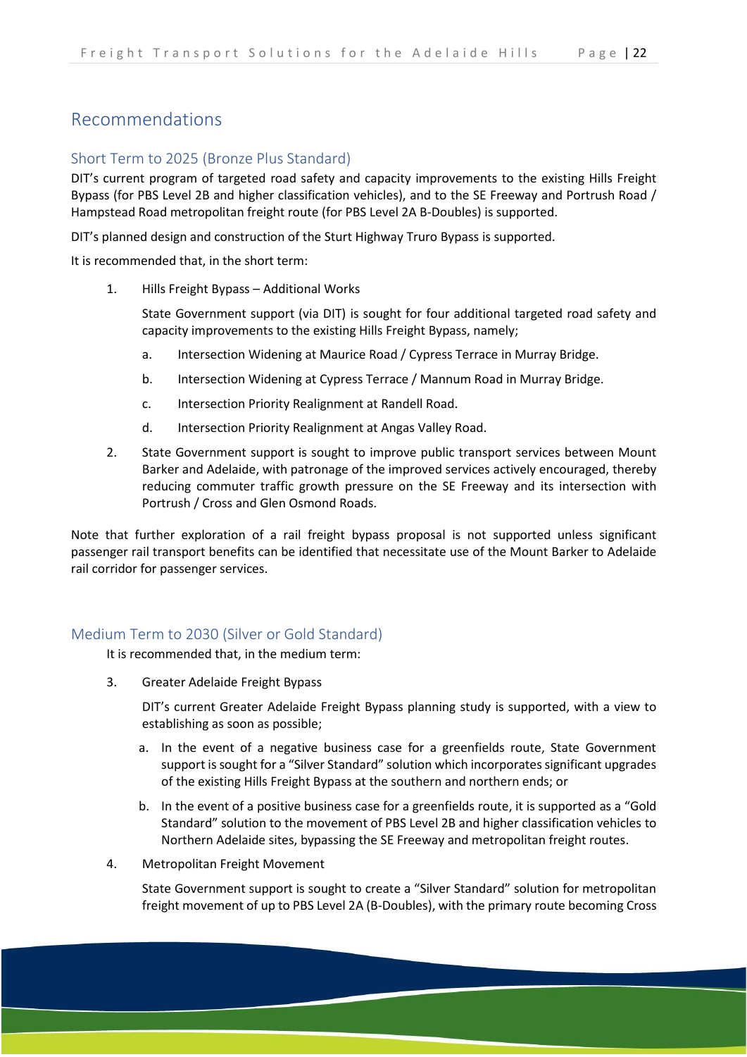# Recommendations

## Short Term to 2025 (Bronze Plus Standard)

DIT's current program of targeted road safety and capacity improvements to the existing Hills Freight Bypass (for PBS Level 2B and higher classification vehicles), and to the SE Freeway and Portrush Road / Hampstead Road metropolitan freight route (for PBS Level 2A B-Doubles) is supported.

DIT's planned design and construction of the Sturt Highway Truro Bypass is supported.

It is recommended that, in the short term:

1. Hills Freight Bypass – Additional Works

   State Government support (via DIT) is sought for four additional targeted road safety and capacity improvements to the existing Hills Freight Bypass, namely;

   a. Intersection Widening at Maurice Road / Cypress Terrace in Murray Bridge.

   b. Intersection Widening at Cypress Terrace / Mannum Road in Murray Bridge.

   c. Intersection Priority Realignment at Randell Road.

   d. Intersection Priority Realignment at Angas Valley Road.

2. State Government support is sought to improve public transport services between Mount Barker and Adelaide, with patronage of the improved services actively encouraged, thereby reducing commuter traffic growth pressure on the SE Freeway and its intersection with Portrush / Cross and Glen Osmond Roads.

Note that further exploration of a rail freight bypass proposal is not supported unless significant passenger rail transport benefits can be identified that necessitate use of the Mount Barker to Adelaide rail corridor for passenger services.

## Medium Term to 2030 (Silver or Gold Standard)

It is recommended that, in the medium term:

3. Greater Adelaide Freight Bypass

   DIT's current Greater Adelaide Freight Bypass planning study is supported, with a view to establishing as soon as possible;

   a. In the event of a negative business case for a greenfields route, State Government support is sought for a "Silver Standard" solution which incorporates significant upgrades of the existing Hills Freight Bypass at the southern and northern ends; or

   b. In the event of a positive business case for a greenfields route, it is supported as a "Gold Standard" solution to the movement of PBS Level 2B and higher classification vehicles to Northern Adelaide sites, bypassing the SE Freeway and metropolitan freight routes.

4. Metropolitan Freight Movement

   State Government support is sought to create a "Silver Standard" solution for metropolitan freight movement of up to PBS Level 2A (B-Doubles), with the primary route becoming Cross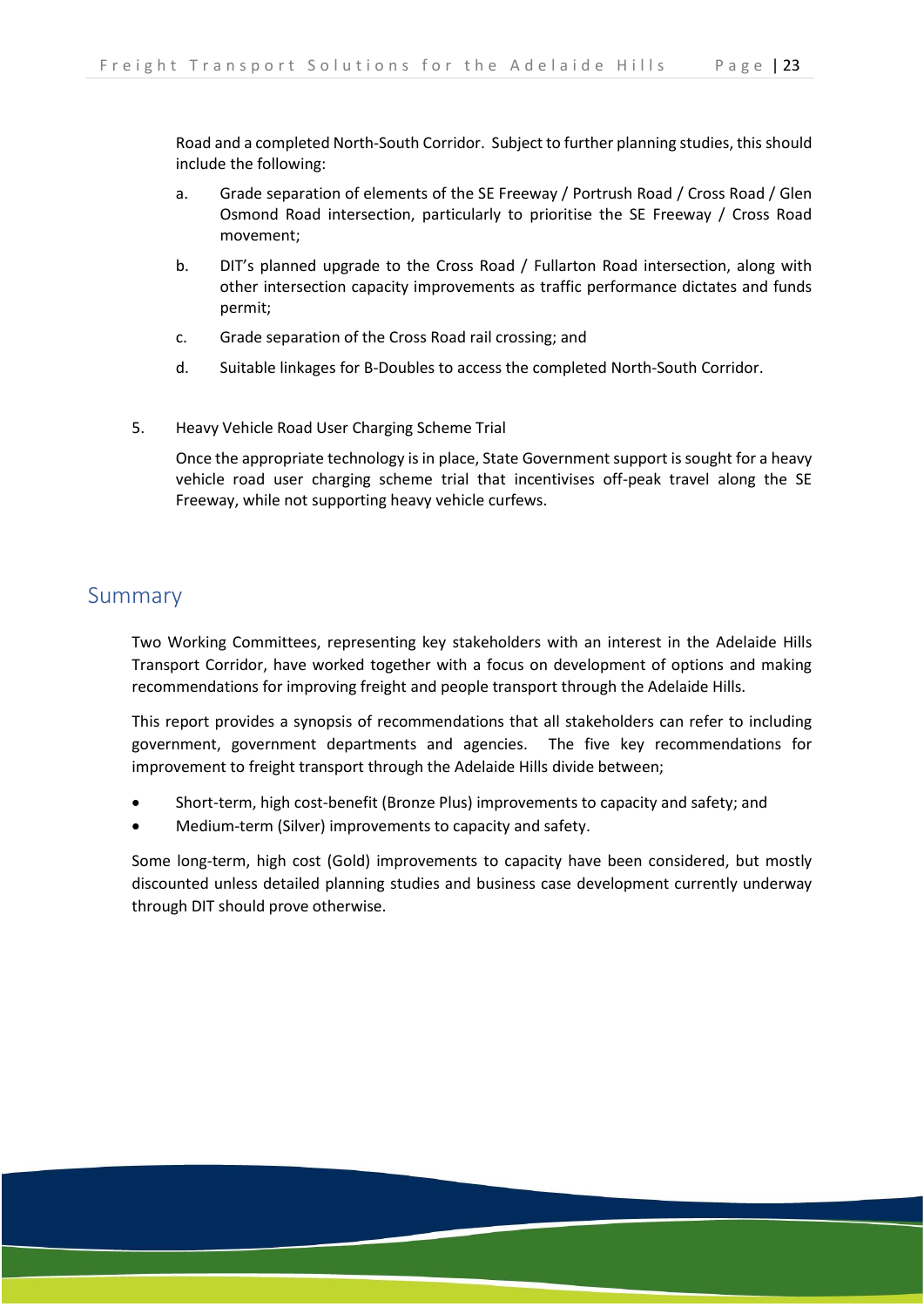Road and a completed North-South Corridor. Subject to further planning studies, this should include the following:

a. Grade separation of elements of the SE Freeway / Portrush Road / Cross Road / Glen Osmond Road intersection, particularly to prioritise the SE Freeway / Cross Road movement;

b. DIT's planned upgrade to the Cross Road / Fullarton Road intersection, along with other intersection capacity improvements as traffic performance dictates and funds permit;

c. Grade separation of the Cross Road rail crossing; and

d. Suitable linkages for B-Doubles to access the completed North-South Corridor.

5. Heavy Vehicle Road User Charging Scheme Trial

   Once the appropriate technology is in place, State Government support is sought for a heavy vehicle road user charging scheme trial that incentivises off-peak travel along the SE Freeway, while not supporting heavy vehicle curfews.

## Summary

Two Working Committees, representing key stakeholders with an interest in the Adelaide Hills Transport Corridor, have worked together with a focus on development of options and making recommendations for improving freight and people transport through the Adelaide Hills.

This report provides a synopsis of recommendations that all stakeholders can refer to including government, government departments and agencies. The five key recommendations for improvement to freight transport through the Adelaide Hills divide between;

- Short-term, high cost-benefit (Bronze Plus) improvements to capacity and safety; and
- Medium-term (Silver) improvements to capacity and safety.

Some long-term, high cost (Gold) improvements to capacity have been considered, but mostly discounted unless detailed planning studies and business case development currently underway through DIT should prove otherwise.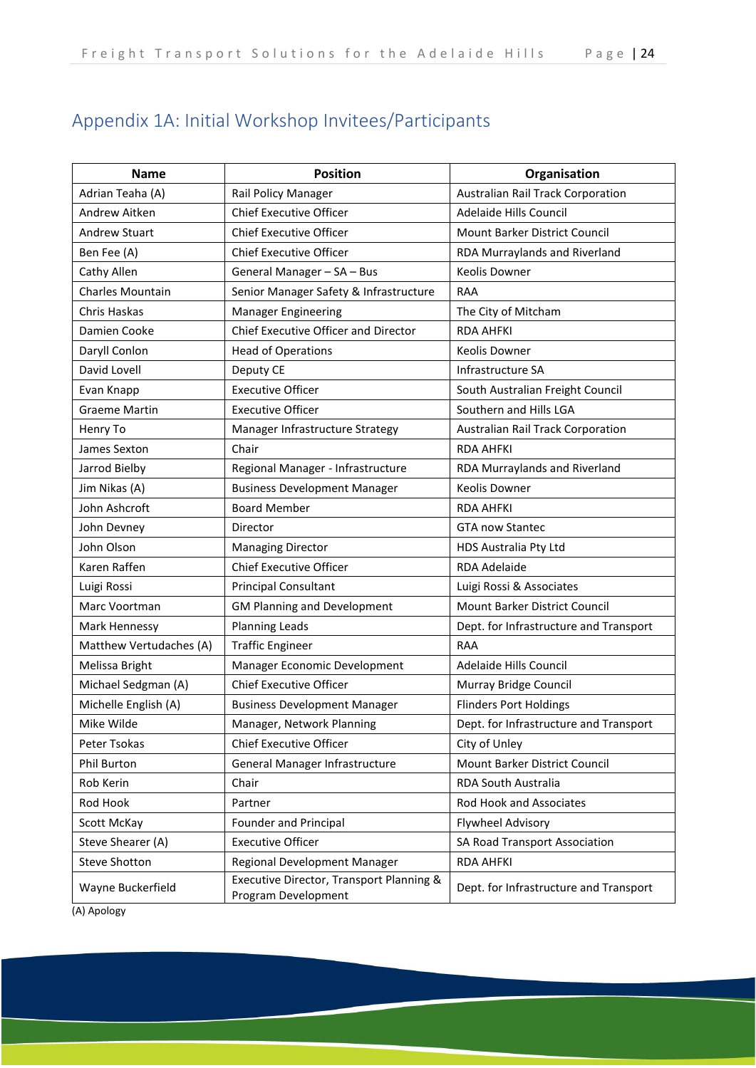## Appendix 1A: Initial Workshop Invitees/Participants

| Name | Position | Organisation |
|---|---|---|
| Adrian Teaha (A) | Rail Policy Manager | Australian Rail Track Corporation |
| Andrew Aitken | Chief Executive Officer | Adelaide Hills Council |
| Andrew Stuart | Chief Executive Officer | Mount Barker District Council |
| Ben Fee (A) | Chief Executive Officer | RDA Murraylands and Riverland |
| Cathy Allen | General Manager – SA – Bus | Keolis Downer |
| Charles Mountain | Senior Manager Safety & Infrastructure | RAA |
| Chris Haskas | Manager Engineering | The City of Mitcham |
| Damien Cooke | Chief Executive Officer and Director | RDA AHFKI |
| Daryll Conlon | Head of Operations | Keolis Downer |
| David Lovell | Deputy CE | Infrastructure SA |
| Evan Knapp | Executive Officer | South Australian Freight Council |
| Graeme Martin | Executive Officer | Southern and Hills LGA |
| Henry To | Manager Infrastructure Strategy | Australian Rail Track Corporation |
| James Sexton | Chair | RDA AHFKI |
| Jarrod Bielby | Regional Manager - Infrastructure | RDA Murraylands and Riverland |
| Jim Nikas (A) | Business Development Manager | Keolis Downer |
| John Ashcroft | Board Member | RDA AHFKI |
| John Devney | Director | GTA now Stantec |
| John Olson | Managing Director | HDS Australia Pty Ltd |
| Karen Raffen | Chief Executive Officer | RDA Adelaide |
| Luigi Rossi | Principal Consultant | Luigi Rossi & Associates |
| Marc Voortman | GM Planning and Development | Mount Barker District Council |
| Mark Hennessy | Planning Leads | Dept. for Infrastructure and Transport |
| Matthew Vertudaches (A) | Traffic Engineer | RAA |
| Melissa Bright | Manager Economic Development | Adelaide Hills Council |
| Michael Sedgman (A) | Chief Executive Officer | Murray Bridge Council |
| Michelle English (A) | Business Development Manager | Flinders Port Holdings |
| Mike Wilde | Manager, Network Planning | Dept. for Infrastructure and Transport |
| Peter Tsokas | Chief Executive Officer | City of Unley |
| Phil Burton | General Manager Infrastructure | Mount Barker District Council |
| Rob Kerin | Chair | RDA South Australia |
| Rod Hook | Partner | Rod Hook and Associates |
| Scott McKay | Founder and Principal | Flywheel Advisory |
| Steve Shearer (A) | Executive Officer | SA Road Transport Association |
| Steve Shotton | Regional Development Manager | RDA AHFKI |
| Wayne Buckerfield | Executive Director, Transport Planning & Program Development | Dept. for Infrastructure and Transport |

(A) Apology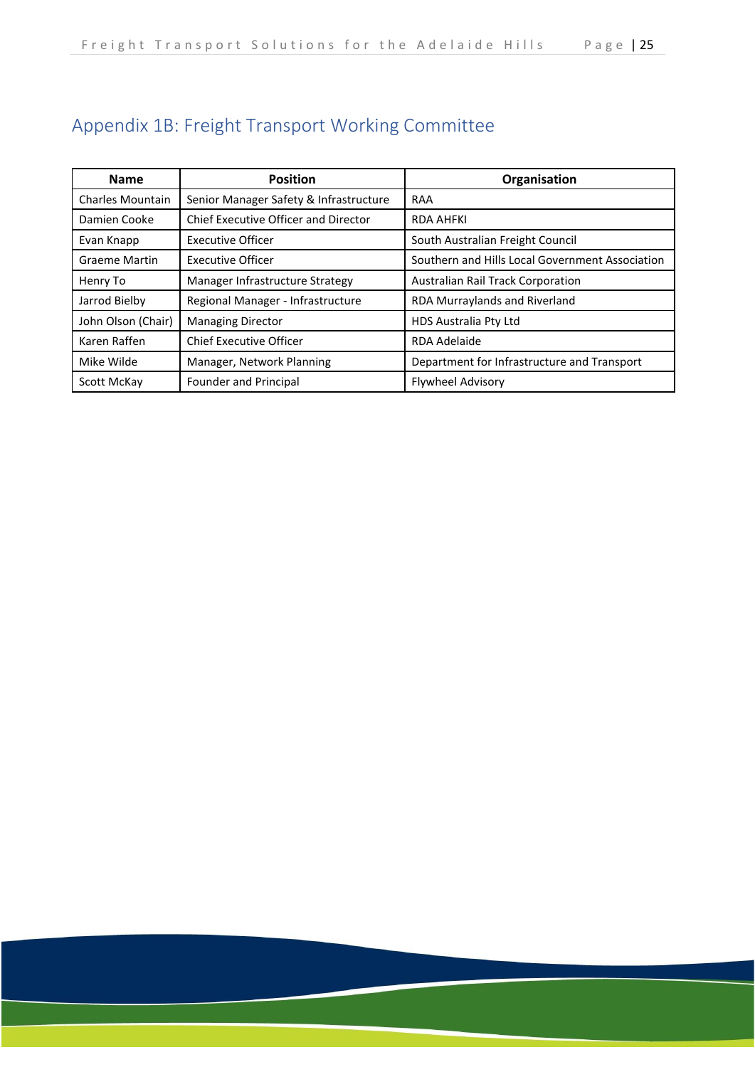## Appendix 1B: Freight Transport Working Committee

| Name | Position | Organisation |
|---|---|---|
| Charles Mountain | Senior Manager Safety & Infrastructure | RAA |
| Damien Cooke | Chief Executive Officer and Director | RDA AHFKI |
| Evan Knapp | Executive Officer | South Australian Freight Council |
| Graeme Martin | Executive Officer | Southern and Hills Local Government Association |
| Henry To | Manager Infrastructure Strategy | Australian Rail Track Corporation |
| Jarrod Bielby | Regional Manager - Infrastructure | RDA Murraylands and Riverland |
| John Olson (Chair) | Managing Director | HDS Australia Pty Ltd |
| Karen Raffen | Chief Executive Officer | RDA Adelaide |
| Mike Wilde | Manager, Network Planning | Department for Infrastructure and Transport |
| Scott McKay | Founder and Principal | Flywheel Advisory |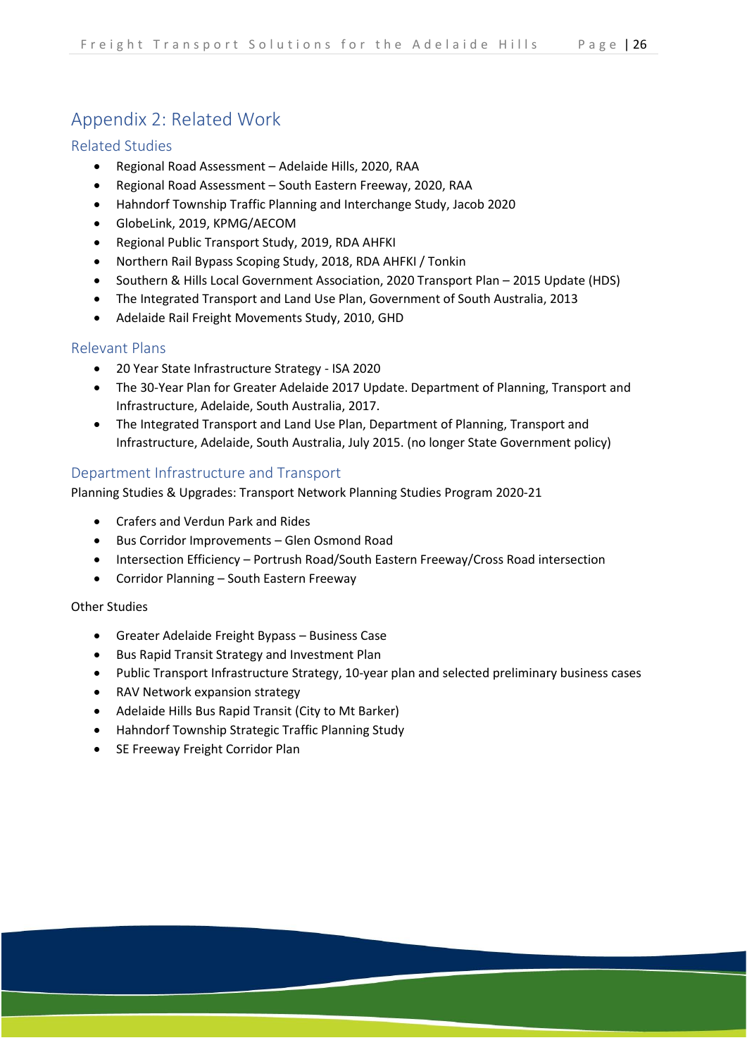# Appendix 2: Related Work

## Related Studies

- Regional Road Assessment – Adelaide Hills, 2020, RAA
- Regional Road Assessment – South Eastern Freeway, 2020, RAA
- Hahndorf Township Traffic Planning and Interchange Study, Jacob 2020
- GlobeLink, 2019, KPMG/AECOM
- Regional Public Transport Study, 2019, RDA AHFKI
- Northern Rail Bypass Scoping Study, 2018, RDA AHFKI / Tonkin
- Southern & Hills Local Government Association, 2020 Transport Plan – 2015 Update (HDS)
- The Integrated Transport and Land Use Plan, Government of South Australia, 2013
- Adelaide Rail Freight Movements Study, 2010, GHD

## Relevant Plans

- 20 Year State Infrastructure Strategy - ISA 2020
- The 30-Year Plan for Greater Adelaide 2017 Update. Department of Planning, Transport and Infrastructure, Adelaide, South Australia, 2017.
- The Integrated Transport and Land Use Plan, Department of Planning, Transport and Infrastructure, Adelaide, South Australia, July 2015. (no longer State Government policy)

## Department Infrastructure and Transport

Planning Studies & Upgrades: Transport Network Planning Studies Program 2020-21

- Crafers and Verdun Park and Rides
- Bus Corridor Improvements – Glen Osmond Road
- Intersection Efficiency – Portrush Road/South Eastern Freeway/Cross Road intersection
- Corridor Planning – South Eastern Freeway

Other Studies

- Greater Adelaide Freight Bypass – Business Case
- Bus Rapid Transit Strategy and Investment Plan
- Public Transport Infrastructure Strategy, 10-year plan and selected preliminary business cases
- RAV Network expansion strategy
- Adelaide Hills Bus Rapid Transit (City to Mt Barker)
- Hahndorf Township Strategic Traffic Planning Study
- SE Freeway Freight Corridor Plan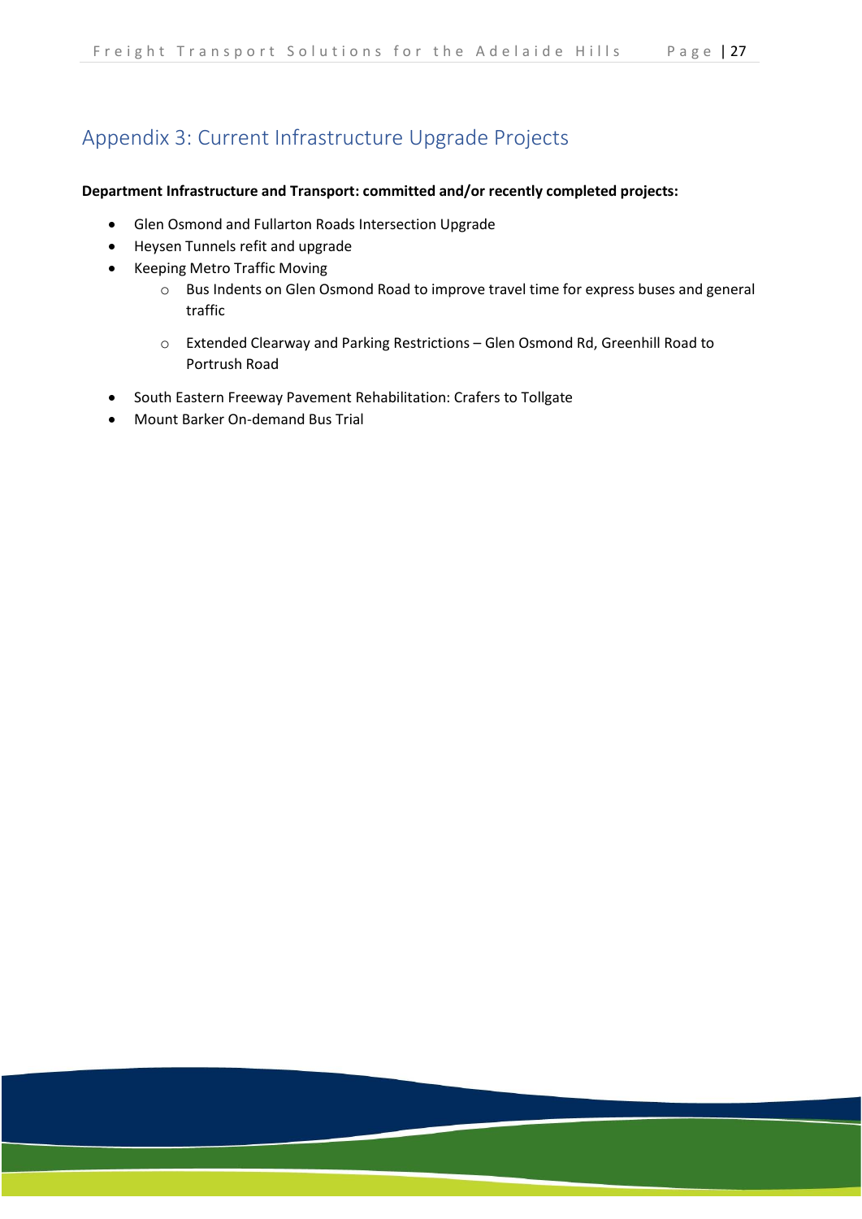## Appendix 3: Current Infrastructure Upgrade Projects

**Department Infrastructure and Transport: committed and/or recently completed projects:**

- Glen Osmond and Fullarton Roads Intersection Upgrade
- Heysen Tunnels refit and upgrade
- Keeping Metro Traffic Moving
    - Bus Indents on Glen Osmond Road to improve travel time for express buses and general traffic
    - Extended Clearway and Parking Restrictions – Glen Osmond Rd, Greenhill Road to Portrush Road
- South Eastern Freeway Pavement Rehabilitation: Crafers to Tollgate
- Mount Barker On-demand Bus Trial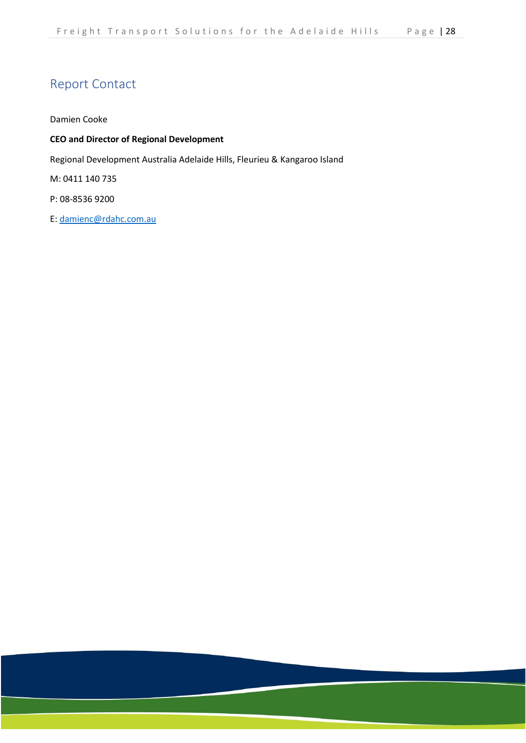## Report Contact

Damien Cooke

**CEO and Director of Regional Development**

Regional Development Australia Adelaide Hills, Fleurieu & Kangaroo Island

M: 0411 140 735

P: 08-8536 9200

E: damienc@rdahc.com.au